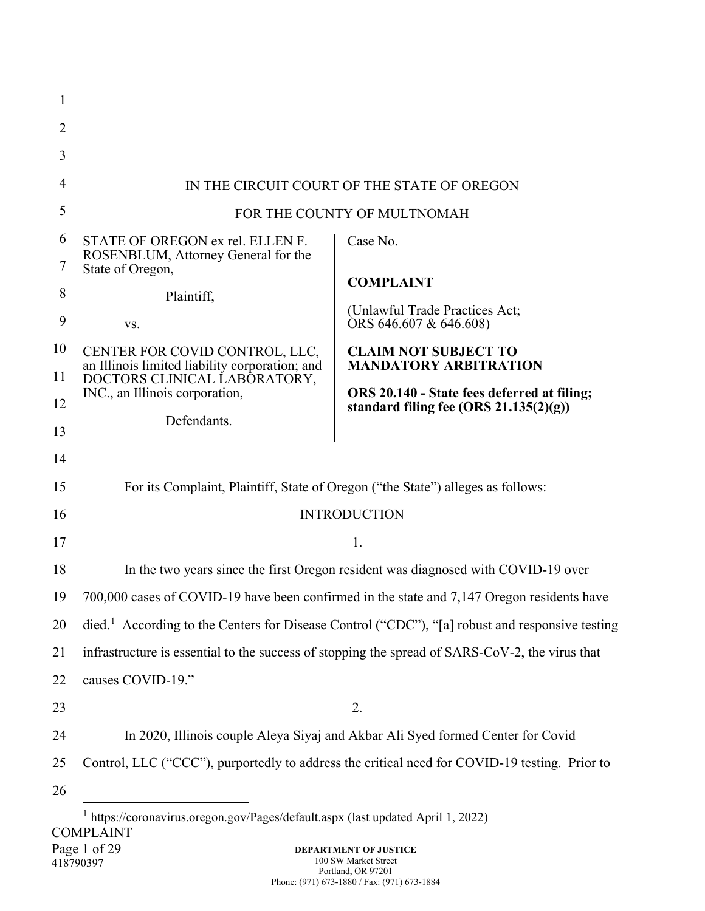IN THE CIRCUIT COURT OF THE STATE OF OREGON

FOR THE COUNTY OF MULTNOMAH

| | |
|---|---|
| STATE OF OREGON ex rel. ELLEN F. ROSENBLUM, Attorney General for the State of Oregon,<br><br>Plaintiff,<br><br>vs.<br><br>CENTER FOR COVID CONTROL, LLC, an Illinois limited liability corporation; and DOCTORS CLINICAL LABORATORY, INC., an Illinois corporation,<br><br>Defendants. | Case No.<br><br>**COMPLAINT**<br><br>(Unlawful Trade Practices Act; ORS 646.607 & 646.608)<br><br>**CLAIM NOT SUBJECT TO MANDATORY ARBITRATION**<br><br>**ORS 20.140 - State fees deferred at filing; standard filing fee (ORS 21.135(2)(g))** |

For its Complaint, Plaintiff, State of Oregon ("the State") alleges as follows:

## INTRODUCTION

1.

In the two years since the first Oregon resident was diagnosed with COVID-19 over 700,000 cases of COVID-19 have been confirmed in the state and 7,147 Oregon residents have died.[1] According to the Centers for Disease Control ("CDC"), "[a] robust and responsive testing infrastructure is essential to the success of stopping the spread of SARS-CoV-2, the virus that causes COVID-19."

2.

In 2020, Illinois couple Aleya Siyaj and Akbar Ali Syed formed Center for Covid Control, LLC ("CCC"), purportedly to address the critical need for COVID-19 testing. Prior to

[1] https://coronavirus.oregon.gov/Pages/default.aspx (last updated April 1, 2022)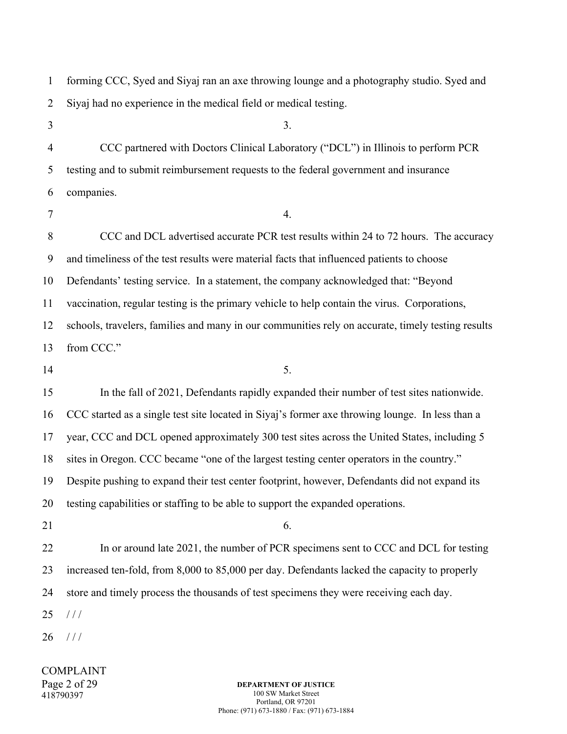forming CCC, Syed and Siyaj ran an axe throwing lounge and a photography studio. Syed and Siyaj had no experience in the medical field or medical testing.

3.

CCC partnered with Doctors Clinical Laboratory ("DCL") in Illinois to perform PCR testing and to submit reimbursement requests to the federal government and insurance companies.

4.

CCC and DCL advertised accurate PCR test results within 24 to 72 hours. The accuracy and timeliness of the test results were material facts that influenced patients to choose Defendants' testing service. In a statement, the company acknowledged that: "Beyond vaccination, regular testing is the primary vehicle to help contain the virus. Corporations, schools, travelers, families and many in our communities rely on accurate, timely testing results from CCC."

5.

In the fall of 2021, Defendants rapidly expanded their number of test sites nationwide. CCC started as a single test site located in Siyaj's former axe throwing lounge. In less than a year, CCC and DCL opened approximately 300 test sites across the United States, including 5 sites in Oregon. CCC became "one of the largest testing center operators in the country." Despite pushing to expand their test center footprint, however, Defendants did not expand its testing capabilities or staffing to be able to support the expanded operations.

6.

In or around late 2021, the number of PCR specimens sent to CCC and DCL for testing increased ten-fold, from 8,000 to 85,000 per day. Defendants lacked the capacity to properly store and timely process the thousands of test specimens they were receiving each day.

/ / /

/ / /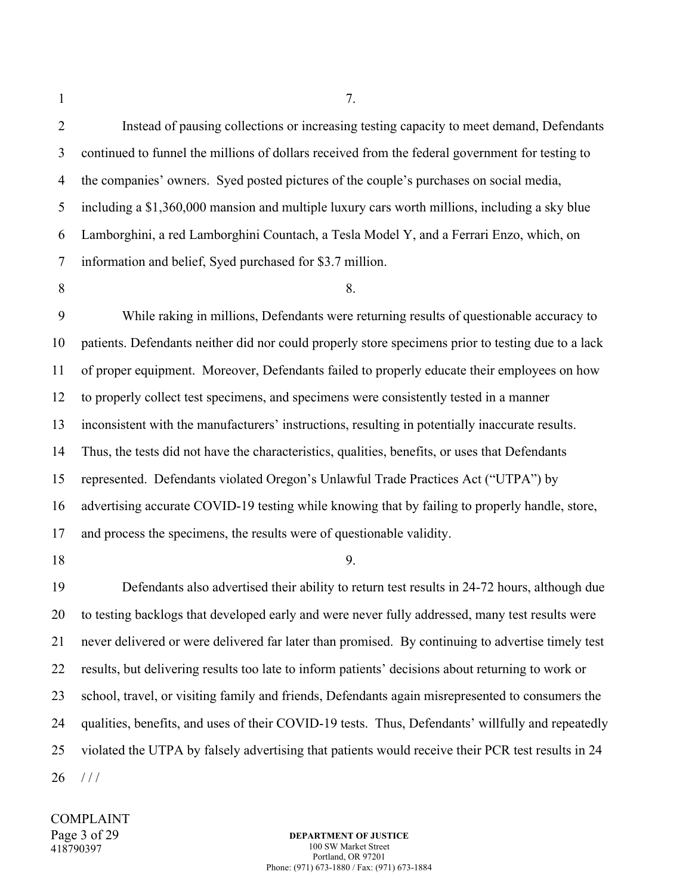7.

Instead of pausing collections or increasing testing capacity to meet demand, Defendants continued to funnel the millions of dollars received from the federal government for testing to the companies' owners. Syed posted pictures of the couple's purchases on social media, including a $1,360,000 mansion and multiple luxury cars worth millions, including a sky blue Lamborghini, a red Lamborghini Countach, a Tesla Model Y, and a Ferrari Enzo, which, on information and belief, Syed purchased for $3.7 million.

8.

While raking in millions, Defendants were returning results of questionable accuracy to patients. Defendants neither did nor could properly store specimens prior to testing due to a lack of proper equipment. Moreover, Defendants failed to properly educate their employees on how to properly collect test specimens, and specimens were consistently tested in a manner inconsistent with the manufacturers' instructions, resulting in potentially inaccurate results. Thus, the tests did not have the characteristics, qualities, benefits, or uses that Defendants represented. Defendants violated Oregon's Unlawful Trade Practices Act ("UTPA") by advertising accurate COVID-19 testing while knowing that by failing to properly handle, store, and process the specimens, the results were of questionable validity.

9.

Defendants also advertised their ability to return test results in 24-72 hours, although due to testing backlogs that developed early and were never fully addressed, many test results were never delivered or were delivered far later than promised. By continuing to advertise timely test results, but delivering results too late to inform patients' decisions about returning to work or school, travel, or visiting family and friends, Defendants again misrepresented to consumers the qualities, benefits, and uses of their COVID-19 tests. Thus, Defendants' willfully and repeatedly violated the UTPA by falsely advertising that patients would receive their PCR test results in 24

/ / /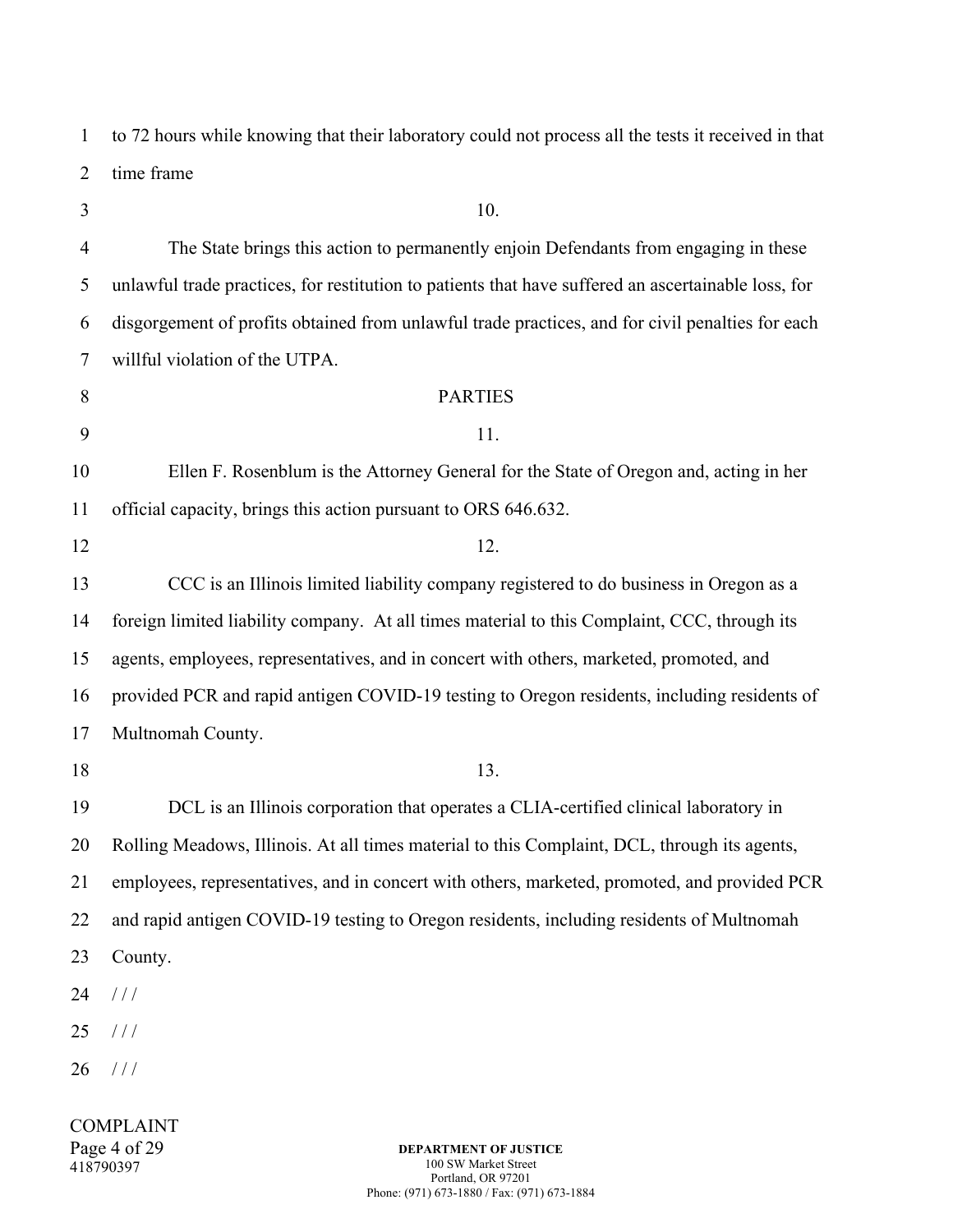to 72 hours while knowing that their laboratory could not process all the tests it received in that time frame

10.

The State brings this action to permanently enjoin Defendants from engaging in these unlawful trade practices, for restitution to patients that have suffered an ascertainable loss, for disgorgement of profits obtained from unlawful trade practices, and for civil penalties for each willful violation of the UTPA.

PARTIES

11.

Ellen F. Rosenblum is the Attorney General for the State of Oregon and, acting in her official capacity, brings this action pursuant to ORS 646.632.

12.

CCC is an Illinois limited liability company registered to do business in Oregon as a foreign limited liability company. At all times material to this Complaint, CCC, through its agents, employees, representatives, and in concert with others, marketed, promoted, and provided PCR and rapid antigen COVID-19 testing to Oregon residents, including residents of Multnomah County.

13.

DCL is an Illinois corporation that operates a CLIA-certified clinical laboratory in Rolling Meadows, Illinois. At all times material to this Complaint, DCL, through its agents, employees, representatives, and in concert with others, marketed, promoted, and provided PCR and rapid antigen COVID-19 testing to Oregon residents, including residents of Multnomah County.

/ / /

/ / /

/ / /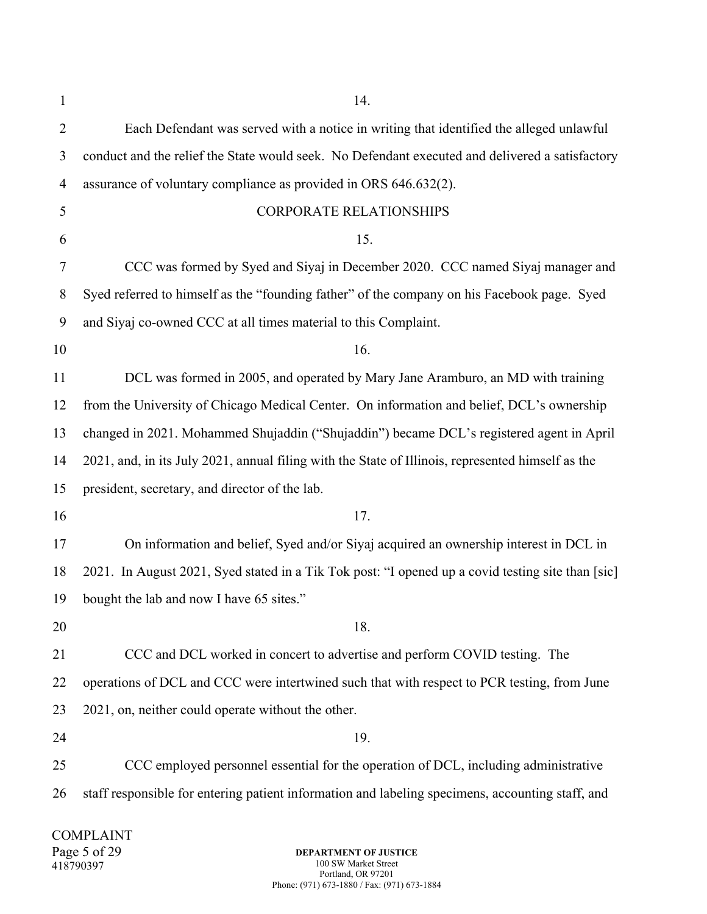14.

Each Defendant was served with a notice in writing that identified the alleged unlawful conduct and the relief the State would seek. No Defendant executed and delivered a satisfactory assurance of voluntary compliance as provided in ORS 646.632(2).

## CORPORATE RELATIONSHIPS

15.

CCC was formed by Syed and Siyaj in December 2020. CCC named Siyaj manager and Syed referred to himself as the "founding father" of the company on his Facebook page. Syed and Siyaj co-owned CCC at all times material to this Complaint.

16.

DCL was formed in 2005, and operated by Mary Jane Aramburo, an MD with training from the University of Chicago Medical Center. On information and belief, DCL's ownership changed in 2021. Mohammed Shujaddin ("Shujaddin") became DCL's registered agent in April 2021, and, in its July 2021, annual filing with the State of Illinois, represented himself as the president, secretary, and director of the lab.

17.

On information and belief, Syed and/or Siyaj acquired an ownership interest in DCL in 2021. In August 2021, Syed stated in a Tik Tok post: "I opened up a covid testing site than [sic] bought the lab and now I have 65 sites."

18.

CCC and DCL worked in concert to advertise and perform COVID testing. The operations of DCL and CCC were intertwined such that with respect to PCR testing, from June 2021, on, neither could operate without the other.

19.

CCC employed personnel essential for the operation of DCL, including administrative staff responsible for entering patient information and labeling specimens, accounting staff, and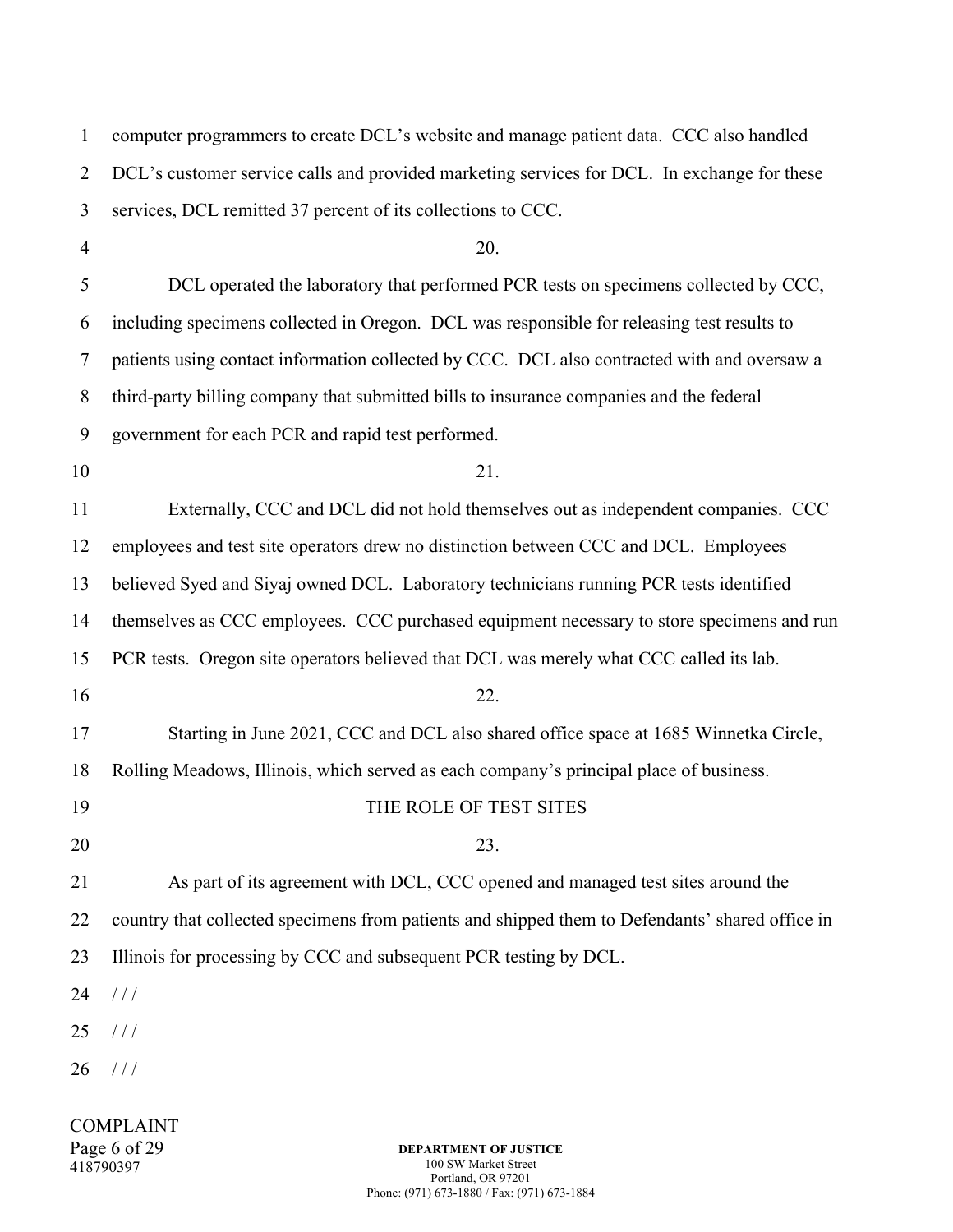computer programmers to create DCL's website and manage patient data. CCC also handled DCL's customer service calls and provided marketing services for DCL. In exchange for these services, DCL remitted 37 percent of its collections to CCC.

20.

DCL operated the laboratory that performed PCR tests on specimens collected by CCC, including specimens collected in Oregon. DCL was responsible for releasing test results to patients using contact information collected by CCC. DCL also contracted with and oversaw a third-party billing company that submitted bills to insurance companies and the federal government for each PCR and rapid test performed.

21.

Externally, CCC and DCL did not hold themselves out as independent companies. CCC employees and test site operators drew no distinction between CCC and DCL. Employees believed Syed and Siyaj owned DCL. Laboratory technicians running PCR tests identified themselves as CCC employees. CCC purchased equipment necessary to store specimens and run PCR tests. Oregon site operators believed that DCL was merely what CCC called its lab.

22.

Starting in June 2021, CCC and DCL also shared office space at 1685 Winnetka Circle, Rolling Meadows, Illinois, which served as each company's principal place of business.

## THE ROLE OF TEST SITES

23.

As part of its agreement with DCL, CCC opened and managed test sites around the country that collected specimens from patients and shipped them to Defendants' shared office in Illinois for processing by CCC and subsequent PCR testing by DCL.

/ / /

/ / /

/ / /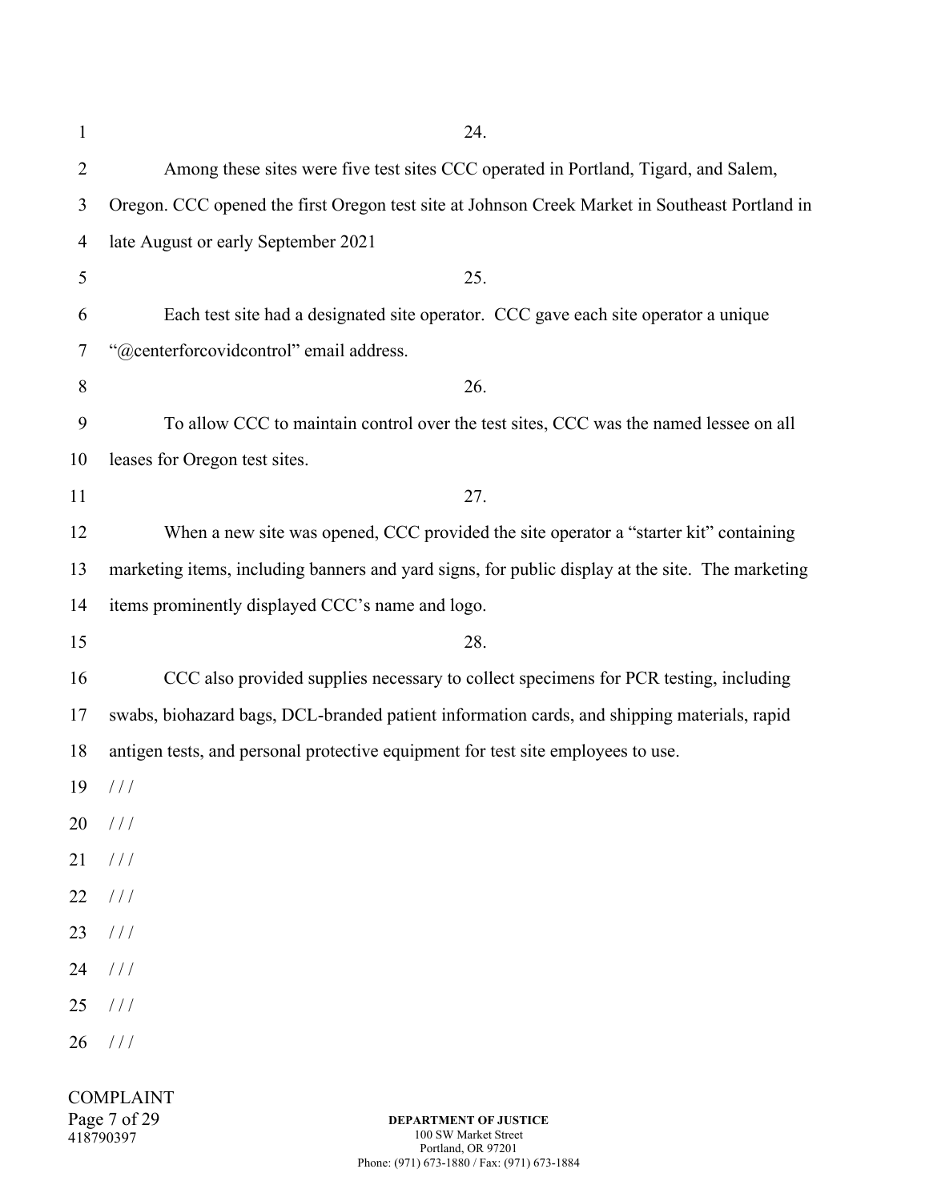24.

Among these sites were five test sites CCC operated in Portland, Tigard, and Salem, Oregon. CCC opened the first Oregon test site at Johnson Creek Market in Southeast Portland in late August or early September 2021

25.

Each test site had a designated site operator. CCC gave each site operator a unique "@centerforcovidcontrol" email address.

26.

To allow CCC to maintain control over the test sites, CCC was the named lessee on all leases for Oregon test sites.

27.

When a new site was opened, CCC provided the site operator a "starter kit" containing marketing items, including banners and yard signs, for public display at the site. The marketing items prominently displayed CCC's name and logo.

28.

CCC also provided supplies necessary to collect specimens for PCR testing, including swabs, biohazard bags, DCL-branded patient information cards, and shipping materials, rapid antigen tests, and personal protective equipment for test site employees to use.

/ / /

/ / /

/ / /

/ / /

/ / /

/ / /

/ / /

/ / /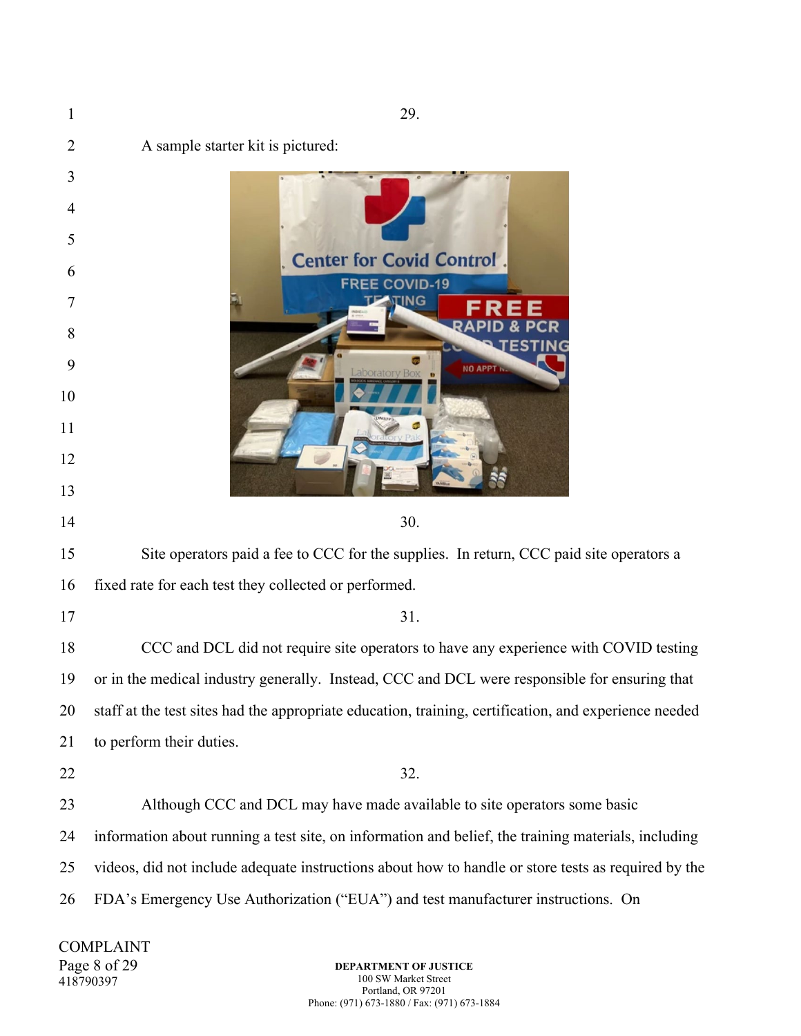29.

A sample starter kit is pictured:

30.

Site operators paid a fee to CCC for the supplies. In return, CCC paid site operators a fixed rate for each test they collected or performed.

31.

CCC and DCL did not require site operators to have any experience with COVID testing or in the medical industry generally. Instead, CCC and DCL were responsible for ensuring that staff at the test sites had the appropriate education, training, certification, and experience needed to perform their duties.

32.

Although CCC and DCL may have made available to site operators some basic information about running a test site, on information and belief, the training materials, including videos, did not include adequate instructions about how to handle or store tests as required by the FDA's Emergency Use Authorization ("EUA") and test manufacturer instructions. On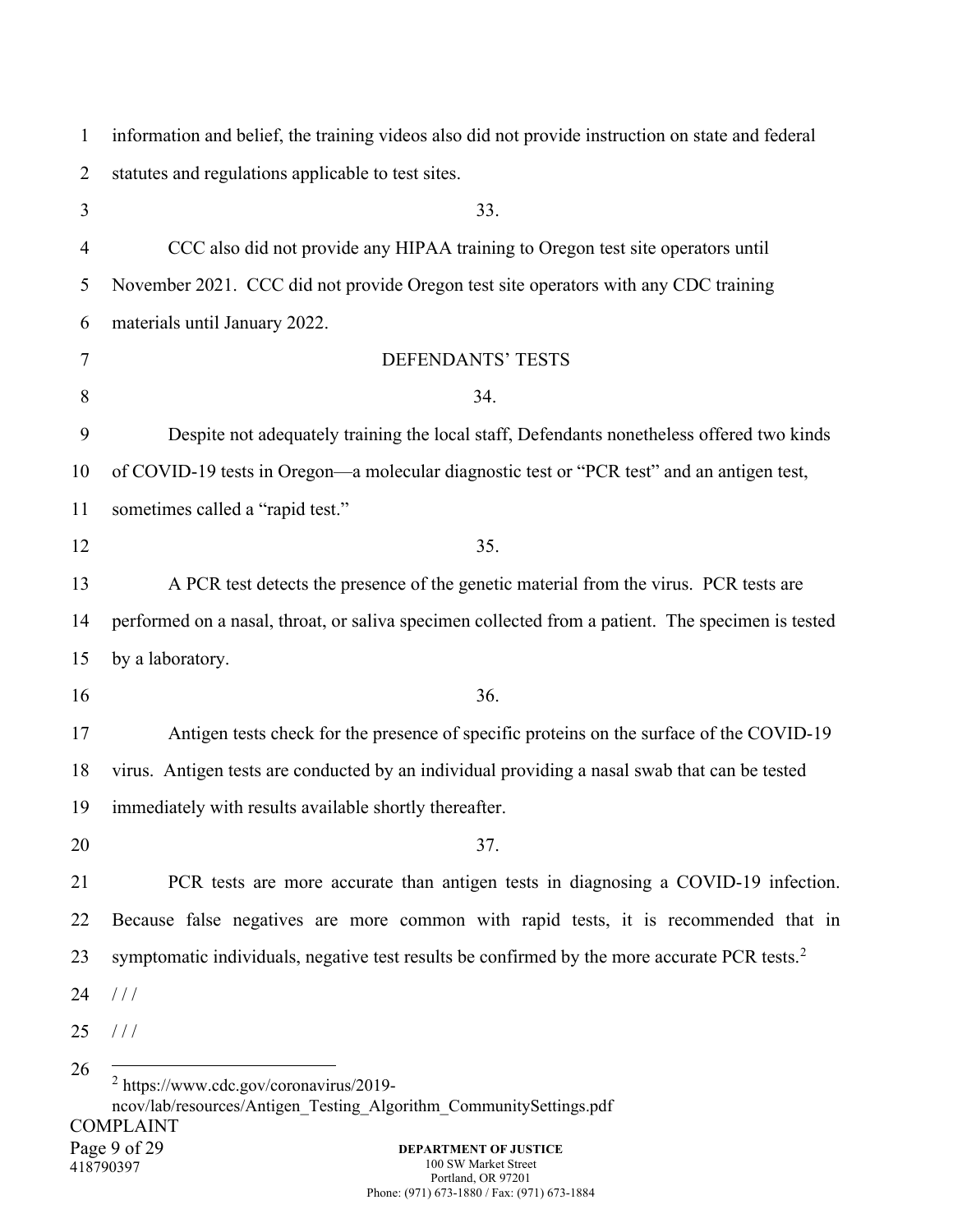information and belief, the training videos also did not provide instruction on state and federal statutes and regulations applicable to test sites.

33.

CCC also did not provide any HIPAA training to Oregon test site operators until November 2021. CCC did not provide Oregon test site operators with any CDC training materials until January 2022.

DEFENDANTS' TESTS

34.

Despite not adequately training the local staff, Defendants nonetheless offered two kinds of COVID-19 tests in Oregon—a molecular diagnostic test or "PCR test" and an antigen test, sometimes called a "rapid test."

35.

A PCR test detects the presence of the genetic material from the virus. PCR tests are performed on a nasal, throat, or saliva specimen collected from a patient. The specimen is tested by a laboratory.

36.

Antigen tests check for the presence of specific proteins on the surface of the COVID-19 virus. Antigen tests are conducted by an individual providing a nasal swab that can be tested immediately with results available shortly thereafter.

37.

PCR tests are more accurate than antigen tests in diagnosing a COVID-19 infection. Because false negatives are more common with rapid tests, it is recommended that in symptomatic individuals, negative test results be confirmed by the more accurate PCR tests.[2]

/ / /

/ / /

[2] https://www.cdc.gov/coronavirus/2019-ncov/lab/resources/Antigen_Testing_Algorithm_CommunitySettings.pdf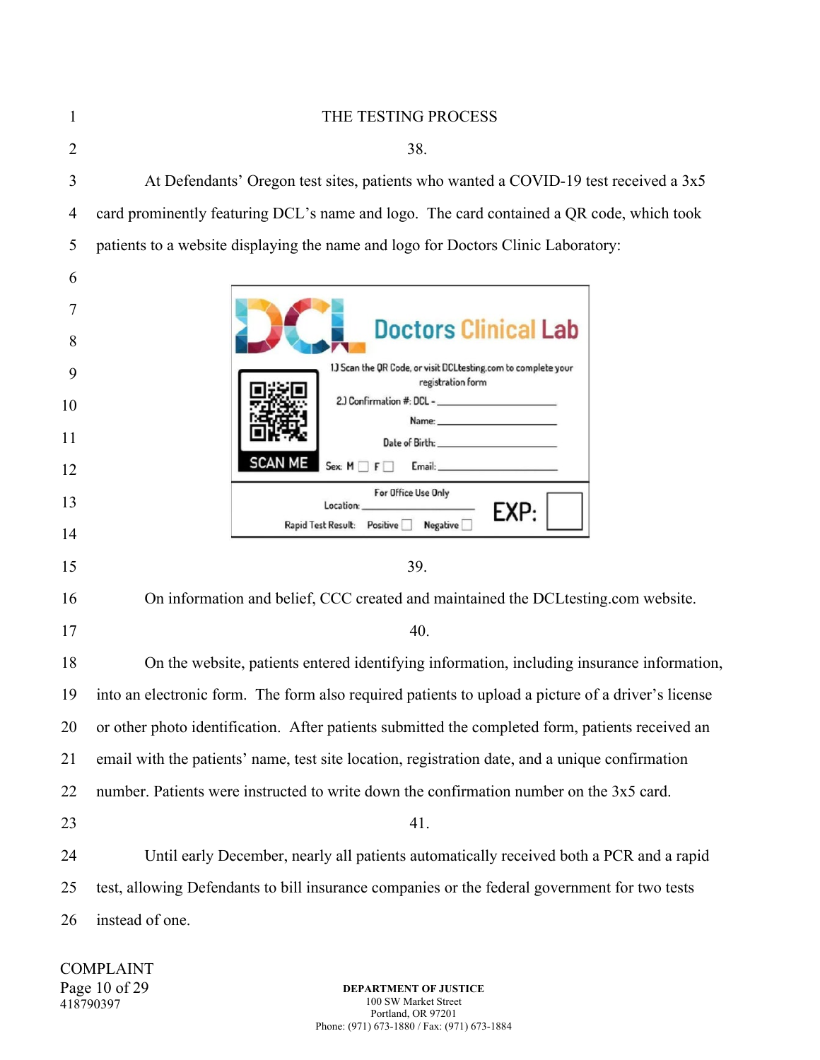## THE TESTING PROCESS

38.

At Defendants' Oregon test sites, patients who wanted a COVID-19 test received a 3x5 card prominently featuring DCL's name and logo. The card contained a QR code, which took patients to a website displaying the name and logo for Doctors Clinic Laboratory:

DCL Doctors Clinical Lab

SCAN ME

1.) Scan the QR Code, or visit DCLtesting.com to complete your registration form

2.) Confirmation #: DCL - ____________________

Name: ____________________

Date of Birth: ____________________

Sex: M ☐ F ☐ Email: ____________________

For Office Use Only

Location: ____________________

Rapid Test Result: Positive ☐ Negative ☐

EXP: ☐

39.

On information and belief, CCC created and maintained the DCLtesting.com website.

40.

On the website, patients entered identifying information, including insurance information, into an electronic form. The form also required patients to upload a picture of a driver's license or other photo identification. After patients submitted the completed form, patients received an email with the patients' name, test site location, registration date, and a unique confirmation number. Patients were instructed to write down the confirmation number on the 3x5 card.

41.

Until early December, nearly all patients automatically received both a PCR and a rapid test, allowing Defendants to bill insurance companies or the federal government for two tests instead of one.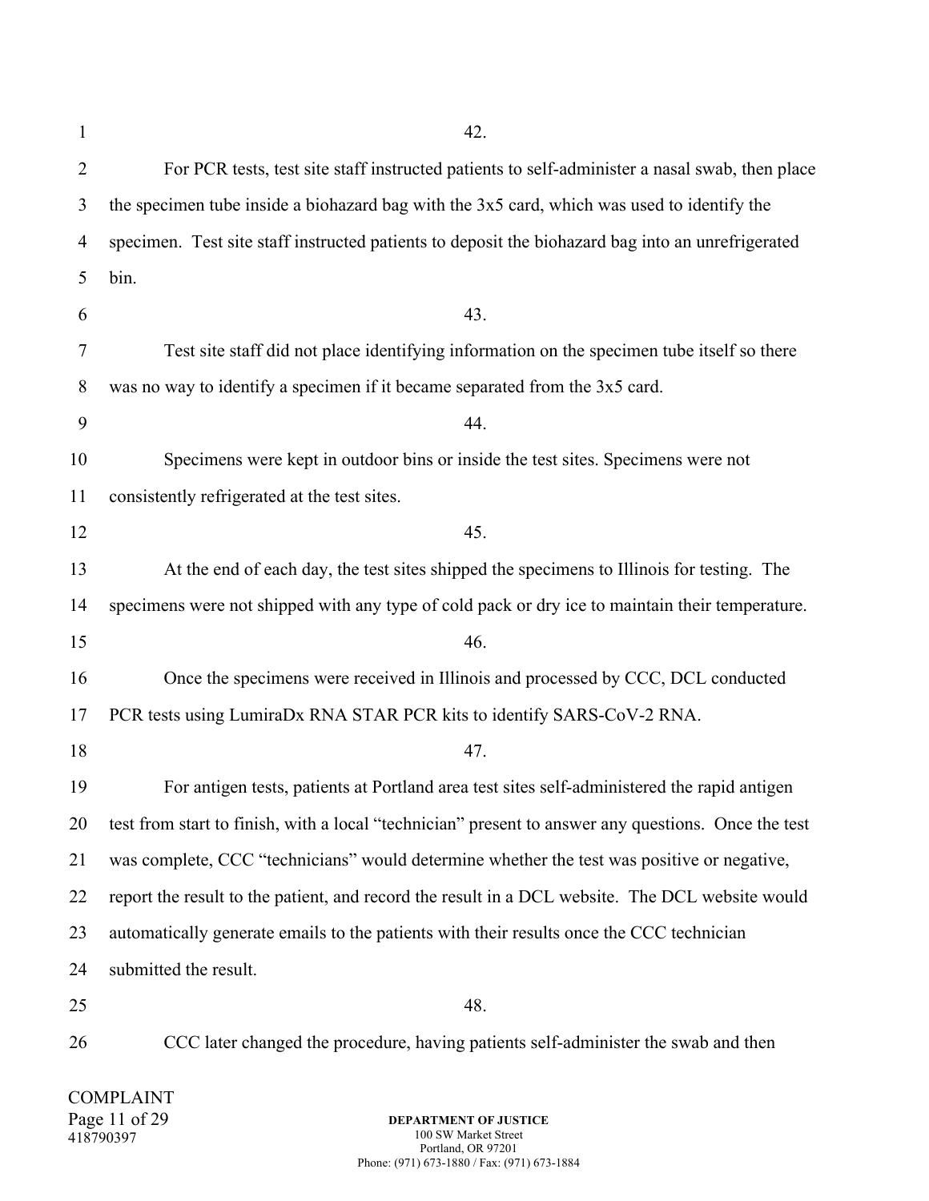42.

For PCR tests, test site staff instructed patients to self-administer a nasal swab, then place the specimen tube inside a biohazard bag with the 3x5 card, which was used to identify the specimen. Test site staff instructed patients to deposit the biohazard bag into an unrefrigerated bin.

43.

Test site staff did not place identifying information on the specimen tube itself so there was no way to identify a specimen if it became separated from the 3x5 card.

44.

Specimens were kept in outdoor bins or inside the test sites. Specimens were not consistently refrigerated at the test sites.

45.

At the end of each day, the test sites shipped the specimens to Illinois for testing. The specimens were not shipped with any type of cold pack or dry ice to maintain their temperature.

46.

Once the specimens were received in Illinois and processed by CCC, DCL conducted PCR tests using LumiraDx RNA STAR PCR kits to identify SARS-CoV-2 RNA.

47.

For antigen tests, patients at Portland area test sites self-administered the rapid antigen test from start to finish, with a local "technician" present to answer any questions. Once the test was complete, CCC "technicians" would determine whether the test was positive or negative, report the result to the patient, and record the result in a DCL website. The DCL website would automatically generate emails to the patients with their results once the CCC technician submitted the result.

48.

CCC later changed the procedure, having patients self-administer the swab and then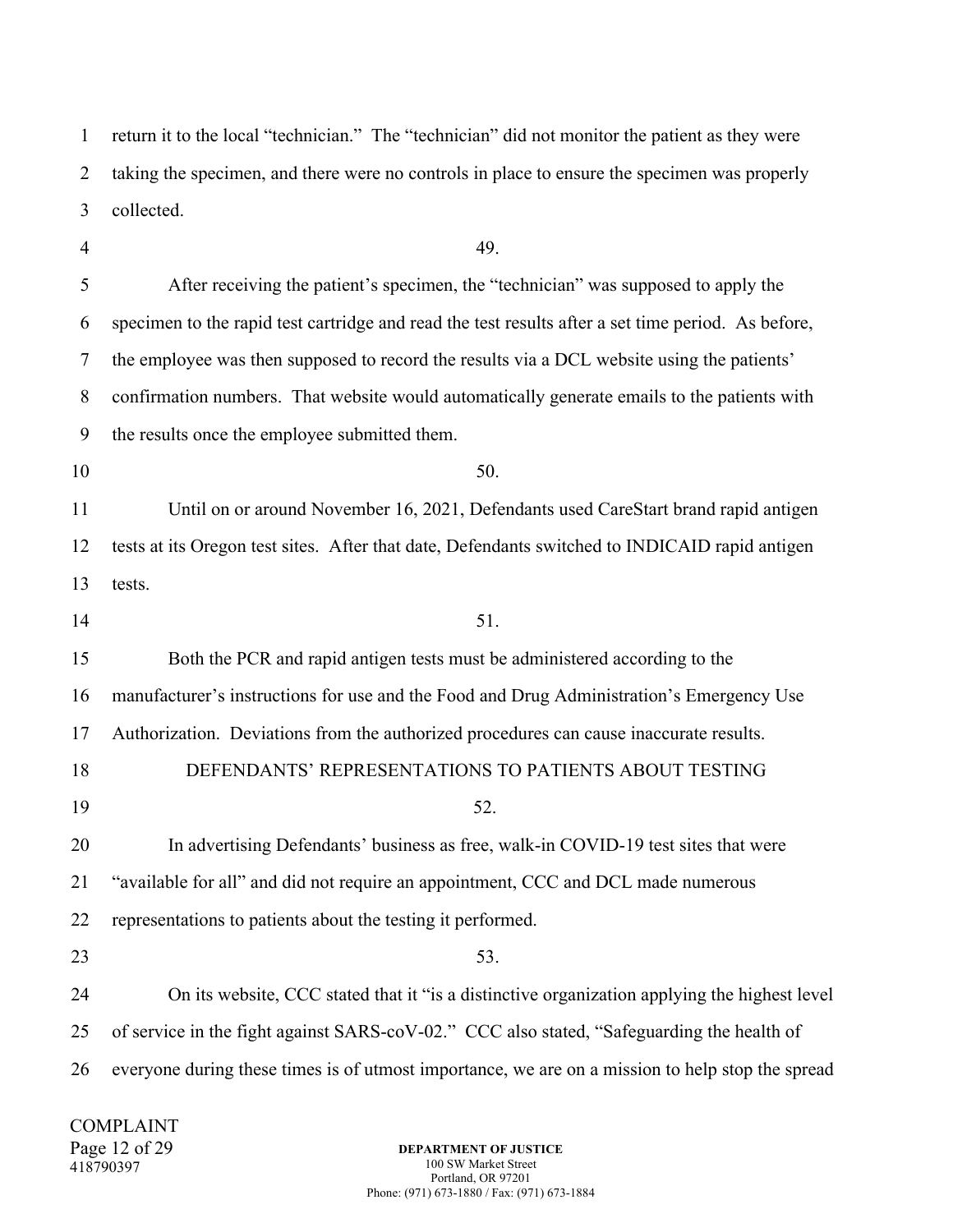return it to the local "technician." The "technician" did not monitor the patient as they were taking the specimen, and there were no controls in place to ensure the specimen was properly collected.

49.

After receiving the patient's specimen, the "technician" was supposed to apply the specimen to the rapid test cartridge and read the test results after a set time period. As before, the employee was then supposed to record the results via a DCL website using the patients' confirmation numbers. That website would automatically generate emails to the patients with the results once the employee submitted them.

50.

Until on or around November 16, 2021, Defendants used CareStart brand rapid antigen tests at its Oregon test sites. After that date, Defendants switched to INDICAID rapid antigen tests.

51.

Both the PCR and rapid antigen tests must be administered according to the manufacturer's instructions for use and the Food and Drug Administration's Emergency Use Authorization. Deviations from the authorized procedures can cause inaccurate results.

## DEFENDANTS' REPRESENTATIONS TO PATIENTS ABOUT TESTING

52.

In advertising Defendants' business as free, walk-in COVID-19 test sites that were "available for all" and did not require an appointment, CCC and DCL made numerous representations to patients about the testing it performed.

53.

On its website, CCC stated that it "is a distinctive organization applying the highest level of service in the fight against SARS-coV-02." CCC also stated, "Safeguarding the health of everyone during these times is of utmost importance, we are on a mission to help stop the spread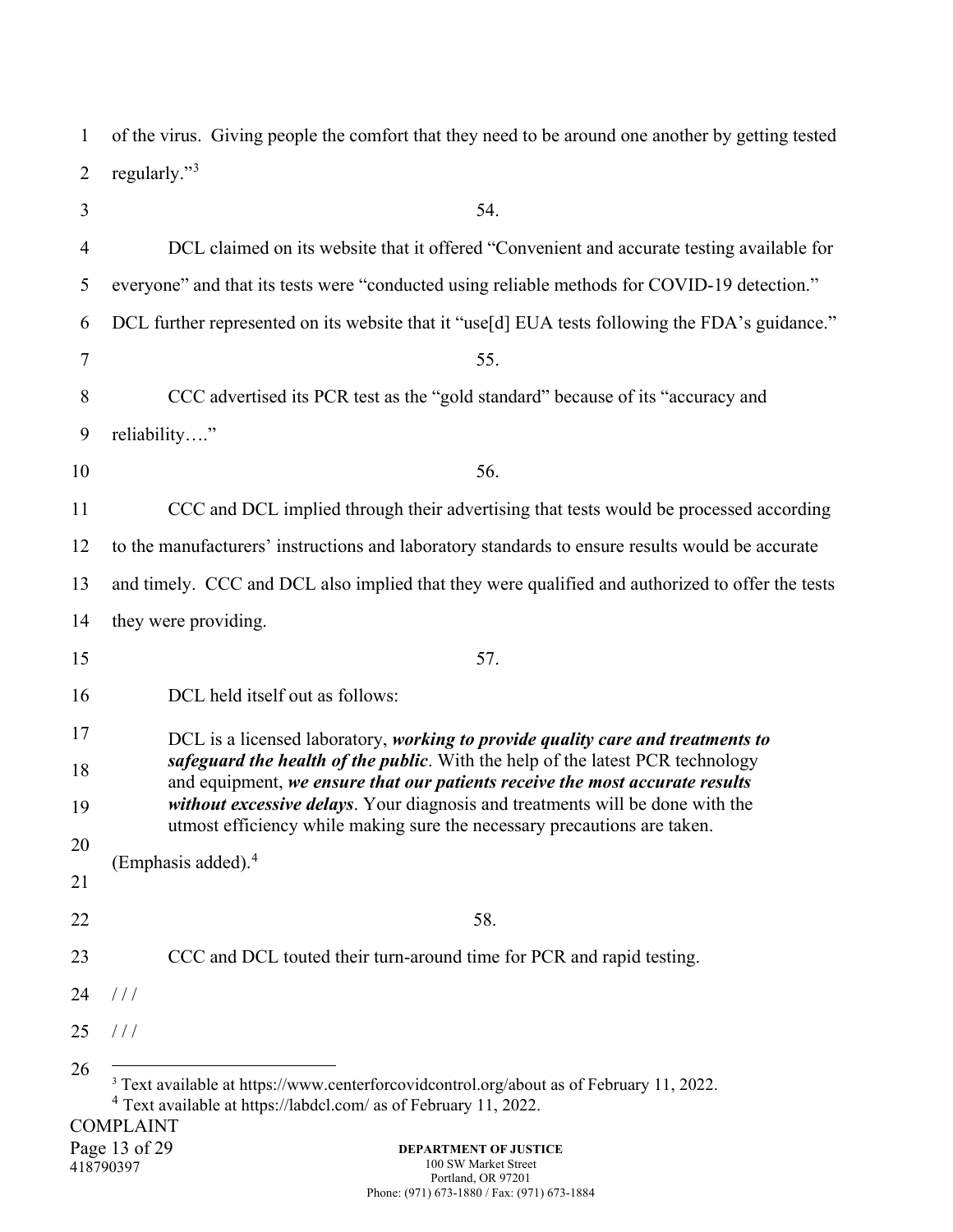of the virus. Giving people the comfort that they need to be around one another by getting tested regularly."[3]

54.

DCL claimed on its website that it offered "Convenient and accurate testing available for everyone" and that its tests were "conducted using reliable methods for COVID-19 detection." DCL further represented on its website that it "use[d] EUA tests following the FDA's guidance."

55.

CCC advertised its PCR test as the "gold standard" because of its "accuracy and reliability…."

56.

CCC and DCL implied through their advertising that tests would be processed according to the manufacturers' instructions and laboratory standards to ensure results would be accurate and timely. CCC and DCL also implied that they were qualified and authorized to offer the tests they were providing.

57.

DCL held itself out as follows:

> DCL is a licensed laboratory, ***working to provide quality care and treatments to safeguard the health of the public***. With the help of the latest PCR technology and equipment, ***we ensure that our patients receive the most accurate results without excessive delays***. Your diagnosis and treatments will be done with the utmost efficiency while making sure the necessary precautions are taken.

(Emphasis added).[4]

58.

CCC and DCL touted their turn-around time for PCR and rapid testing.

/ / /

/ / /

---

[3] Text available at https://www.centerforcovidcontrol.org/about as of February 11, 2022.

[4] Text available at https://labdcl.com/ as of February 11, 2022.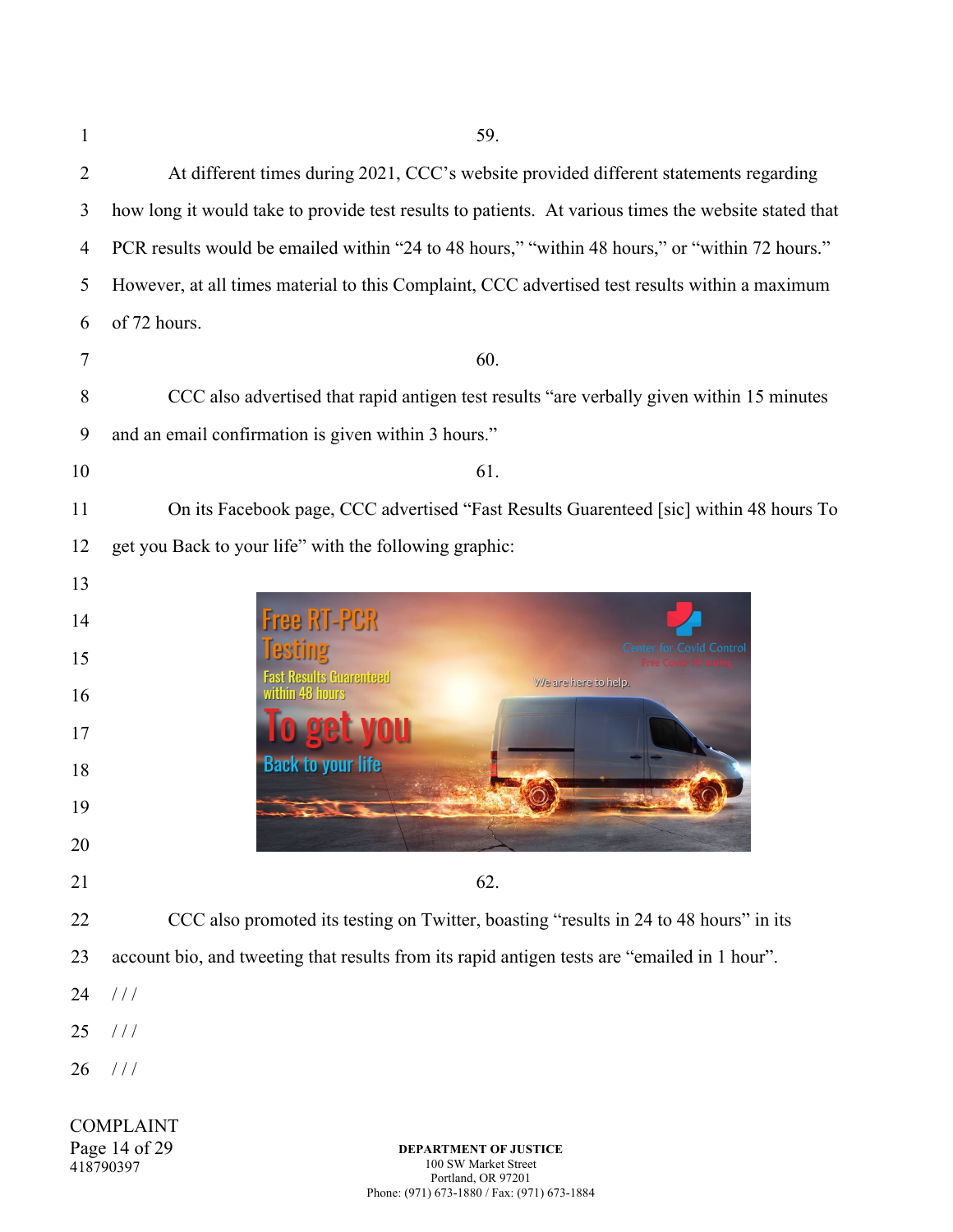59.

At different times during 2021, CCC's website provided different statements regarding how long it would take to provide test results to patients. At various times the website stated that PCR results would be emailed within "24 to 48 hours," "within 48 hours," or "within 72 hours." However, at all times material to this Complaint, CCC advertised test results within a maximum of 72 hours.

60.

CCC also advertised that rapid antigen test results "are verbally given within 15 minutes and an email confirmation is given within 3 hours."

61.

On its Facebook page, CCC advertised "Fast Results Guarenteed [sic] within 48 hours To get you Back to your life" with the following graphic:

Free RT-PCR Testing

Fast Results Guarenteed within 48 hours

To get you

Back to your life

Center for Covid Control

Free Covid-19 testing

We are here to help.

62.

CCC also promoted its testing on Twitter, boasting "results in 24 to 48 hours" in its account bio, and tweeting that results from its rapid antigen tests are "emailed in 1 hour".

/ / /

/ / /

/ / /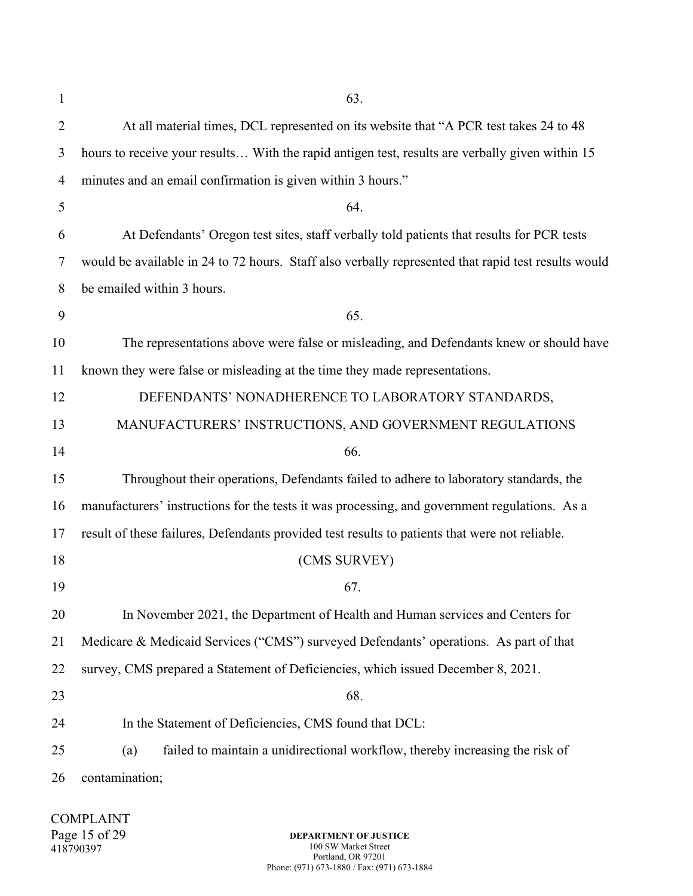63.

At all material times, DCL represented on its website that "A PCR test takes 24 to 48 hours to receive your results… With the rapid antigen test, results are verbally given within 15 minutes and an email confirmation is given within 3 hours."

64.

At Defendants' Oregon test sites, staff verbally told patients that results for PCR tests would be available in 24 to 72 hours. Staff also verbally represented that rapid test results would be emailed within 3 hours.

65.

The representations above were false or misleading, and Defendants knew or should have known they were false or misleading at the time they made representations.

## DEFENDANTS' NONADHERENCE TO LABORATORY STANDARDS, MANUFACTURERS' INSTRUCTIONS, AND GOVERNMENT REGULATIONS

66.

Throughout their operations, Defendants failed to adhere to laboratory standards, the manufacturers' instructions for the tests it was processing, and government regulations. As a result of these failures, Defendants provided test results to patients that were not reliable.

### (CMS SURVEY)

67.

In November 2021, the Department of Health and Human services and Centers for Medicare & Medicaid Services ("CMS") surveyed Defendants' operations. As part of that survey, CMS prepared a Statement of Deficiencies, which issued December 8, 2021.

68.

In the Statement of Deficiencies, CMS found that DCL:

(a) failed to maintain a unidirectional workflow, thereby increasing the risk of contamination;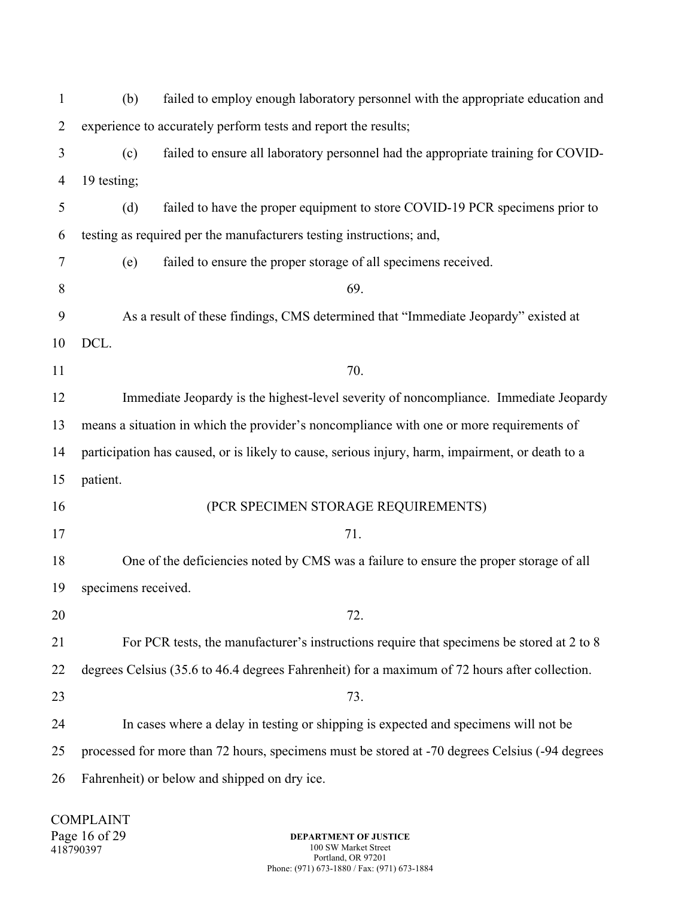(b) failed to employ enough laboratory personnel with the appropriate education and experience to accurately perform tests and report the results;

(c) failed to ensure all laboratory personnel had the appropriate training for COVID-19 testing;

(d) failed to have the proper equipment to store COVID-19 PCR specimens prior to testing as required per the manufacturers testing instructions; and,

(e) failed to ensure the proper storage of all specimens received.

69.

As a result of these findings, CMS determined that "Immediate Jeopardy" existed at DCL.

70.

Immediate Jeopardy is the highest-level severity of noncompliance. Immediate Jeopardy means a situation in which the provider's noncompliance with one or more requirements of participation has caused, or is likely to cause, serious injury, harm, impairment, or death to a patient.

(PCR SPECIMEN STORAGE REQUIREMENTS)

71.

One of the deficiencies noted by CMS was a failure to ensure the proper storage of all specimens received.

72.

For PCR tests, the manufacturer's instructions require that specimens be stored at 2 to 8 degrees Celsius (35.6 to 46.4 degrees Fahrenheit) for a maximum of 72 hours after collection.

73.

In cases where a delay in testing or shipping is expected and specimens will not be processed for more than 72 hours, specimens must be stored at -70 degrees Celsius (-94 degrees Fahrenheit) or below and shipped on dry ice.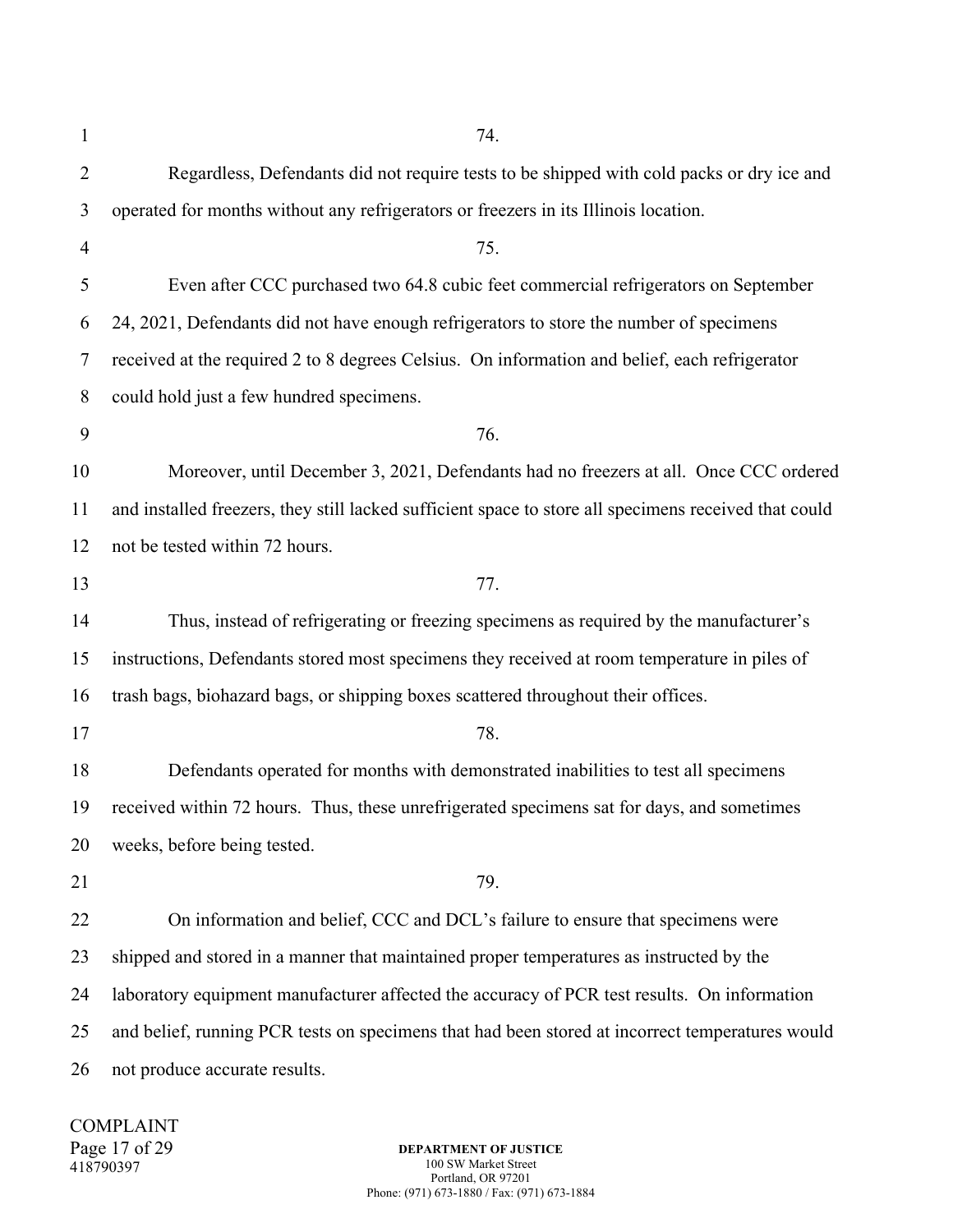74.

Regardless, Defendants did not require tests to be shipped with cold packs or dry ice and operated for months without any refrigerators or freezers in its Illinois location.

75.

Even after CCC purchased two 64.8 cubic feet commercial refrigerators on September 24, 2021, Defendants did not have enough refrigerators to store the number of specimens received at the required 2 to 8 degrees Celsius. On information and belief, each refrigerator could hold just a few hundred specimens.

76.

Moreover, until December 3, 2021, Defendants had no freezers at all. Once CCC ordered and installed freezers, they still lacked sufficient space to store all specimens received that could not be tested within 72 hours.

77.

Thus, instead of refrigerating or freezing specimens as required by the manufacturer's instructions, Defendants stored most specimens they received at room temperature in piles of trash bags, biohazard bags, or shipping boxes scattered throughout their offices.

78.

Defendants operated for months with demonstrated inabilities to test all specimens received within 72 hours. Thus, these unrefrigerated specimens sat for days, and sometimes weeks, before being tested.

79.

On information and belief, CCC and DCL's failure to ensure that specimens were shipped and stored in a manner that maintained proper temperatures as instructed by the laboratory equipment manufacturer affected the accuracy of PCR test results. On information and belief, running PCR tests on specimens that had been stored at incorrect temperatures would not produce accurate results.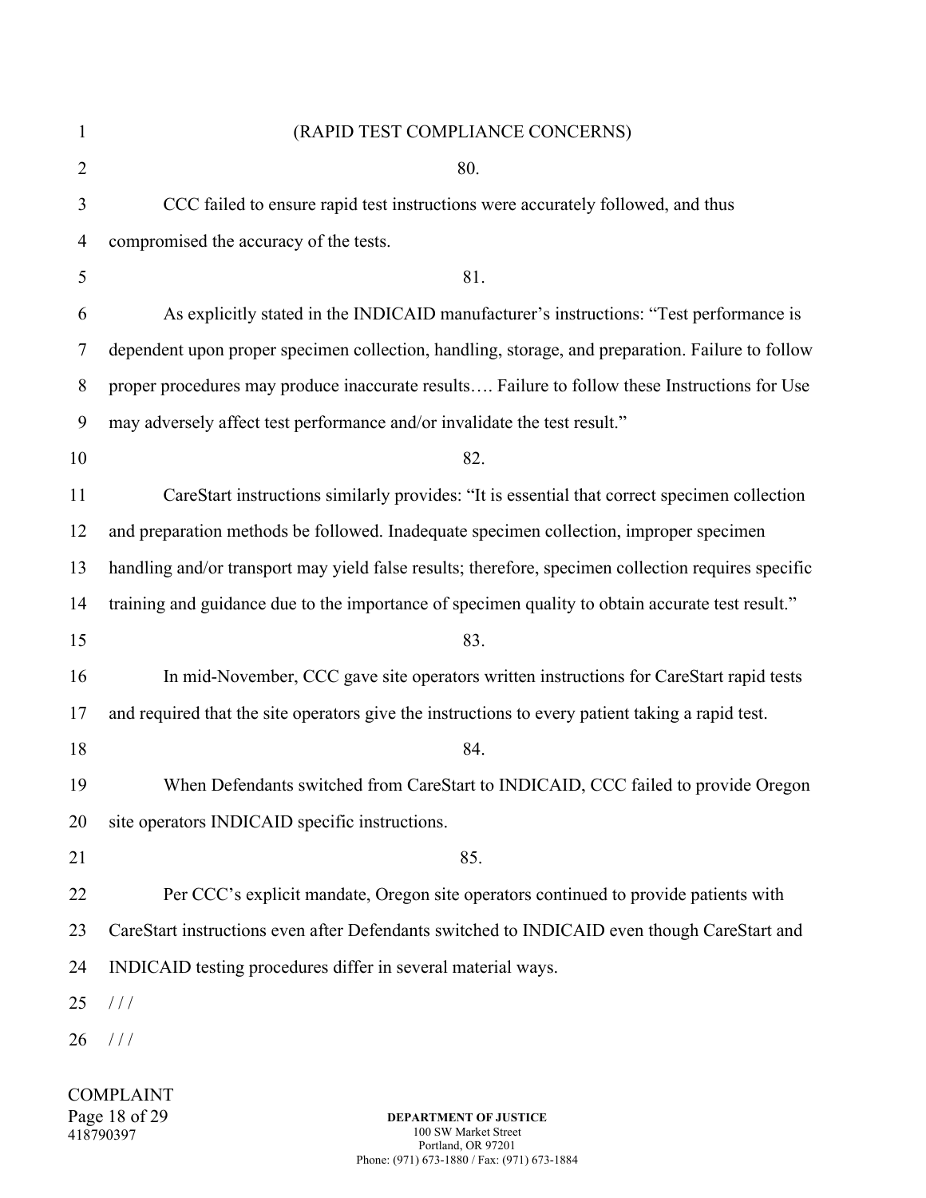(RAPID TEST COMPLIANCE CONCERNS)

80.

CCC failed to ensure rapid test instructions were accurately followed, and thus compromised the accuracy of the tests.

81.

As explicitly stated in the INDICAID manufacturer's instructions: "Test performance is dependent upon proper specimen collection, handling, storage, and preparation. Failure to follow proper procedures may produce inaccurate results…. Failure to follow these Instructions for Use may adversely affect test performance and/or invalidate the test result."

82.

CareStart instructions similarly provides: "It is essential that correct specimen collection and preparation methods be followed. Inadequate specimen collection, improper specimen handling and/or transport may yield false results; therefore, specimen collection requires specific training and guidance due to the importance of specimen quality to obtain accurate test result."

83.

In mid-November, CCC gave site operators written instructions for CareStart rapid tests and required that the site operators give the instructions to every patient taking a rapid test.

84.

When Defendants switched from CareStart to INDICAID, CCC failed to provide Oregon site operators INDICAID specific instructions.

85.

Per CCC's explicit mandate, Oregon site operators continued to provide patients with CareStart instructions even after Defendants switched to INDICAID even though CareStart and INDICAID testing procedures differ in several material ways.

/ / /

/ / /

COMPLAINT

418790397

**DEPARTMENT OF JUSTICE**
100 SW Market Street
Portland, OR 97201
Phone: (971) 673-1880 / Fax: (971) 673-1884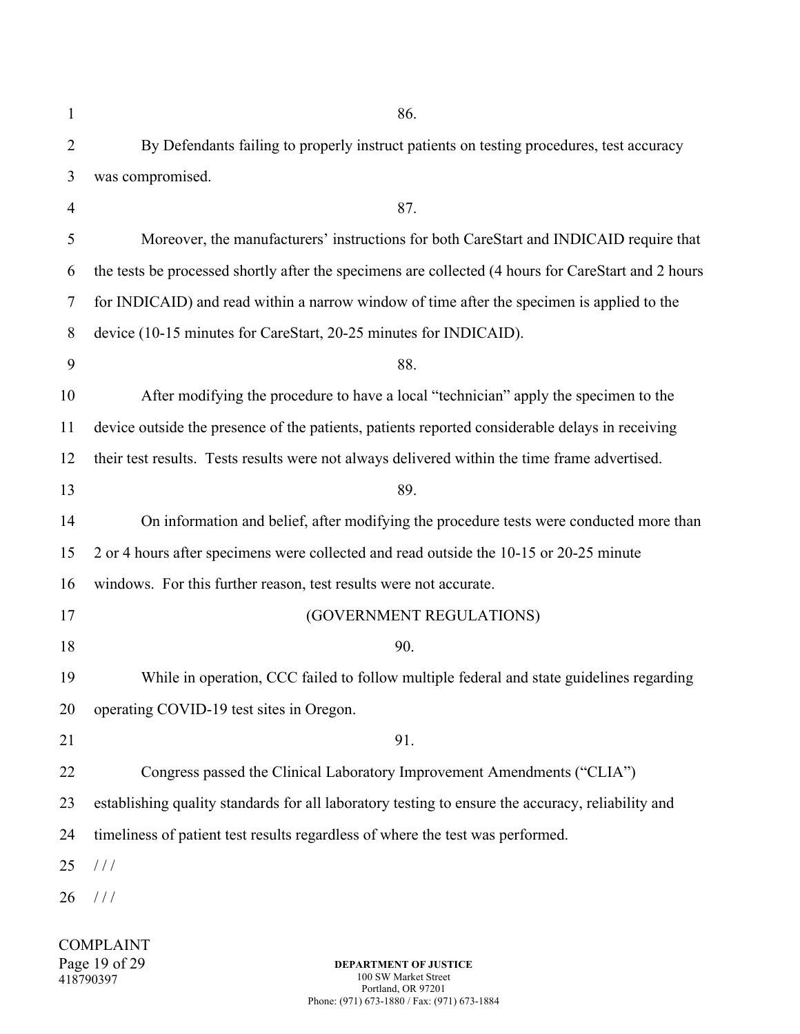86.

By Defendants failing to properly instruct patients on testing procedures, test accuracy was compromised.

87.

Moreover, the manufacturers' instructions for both CareStart and INDICAID require that the tests be processed shortly after the specimens are collected (4 hours for CareStart and 2 hours for INDICAID) and read within a narrow window of time after the specimen is applied to the device (10-15 minutes for CareStart, 20-25 minutes for INDICAID).

88.

After modifying the procedure to have a local "technician" apply the specimen to the device outside the presence of the patients, patients reported considerable delays in receiving their test results. Tests results were not always delivered within the time frame advertised.

89.

On information and belief, after modifying the procedure tests were conducted more than 2 or 4 hours after specimens were collected and read outside the 10-15 or 20-25 minute windows. For this further reason, test results were not accurate.

(GOVERNMENT REGULATIONS)

90.

While in operation, CCC failed to follow multiple federal and state guidelines regarding operating COVID-19 test sites in Oregon.

91.

Congress passed the Clinical Laboratory Improvement Amendments ("CLIA") establishing quality standards for all laboratory testing to ensure the accuracy, reliability and timeliness of patient test results regardless of where the test was performed.

/ / /

/ / /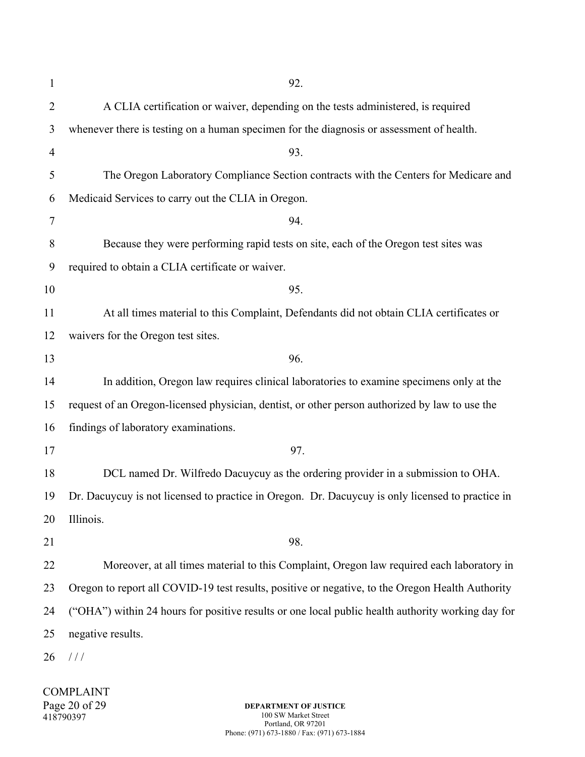92.

A CLIA certification or waiver, depending on the tests administered, is required whenever there is testing on a human specimen for the diagnosis or assessment of health.

93.

The Oregon Laboratory Compliance Section contracts with the Centers for Medicare and Medicaid Services to carry out the CLIA in Oregon.

94.

Because they were performing rapid tests on site, each of the Oregon test sites was required to obtain a CLIA certificate or waiver.

95.

At all times material to this Complaint, Defendants did not obtain CLIA certificates or waivers for the Oregon test sites.

96.

In addition, Oregon law requires clinical laboratories to examine specimens only at the request of an Oregon-licensed physician, dentist, or other person authorized by law to use the findings of laboratory examinations.

97.

DCL named Dr. Wilfredo Dacuycuy as the ordering provider in a submission to OHA. Dr. Dacuycuy is not licensed to practice in Oregon. Dr. Dacuycuy is only licensed to practice in Illinois.

98.

Moreover, at all times material to this Complaint, Oregon law required each laboratory in Oregon to report all COVID-19 test results, positive or negative, to the Oregon Health Authority ("OHA") within 24 hours for positive results or one local public health authority working day for negative results.

/ / /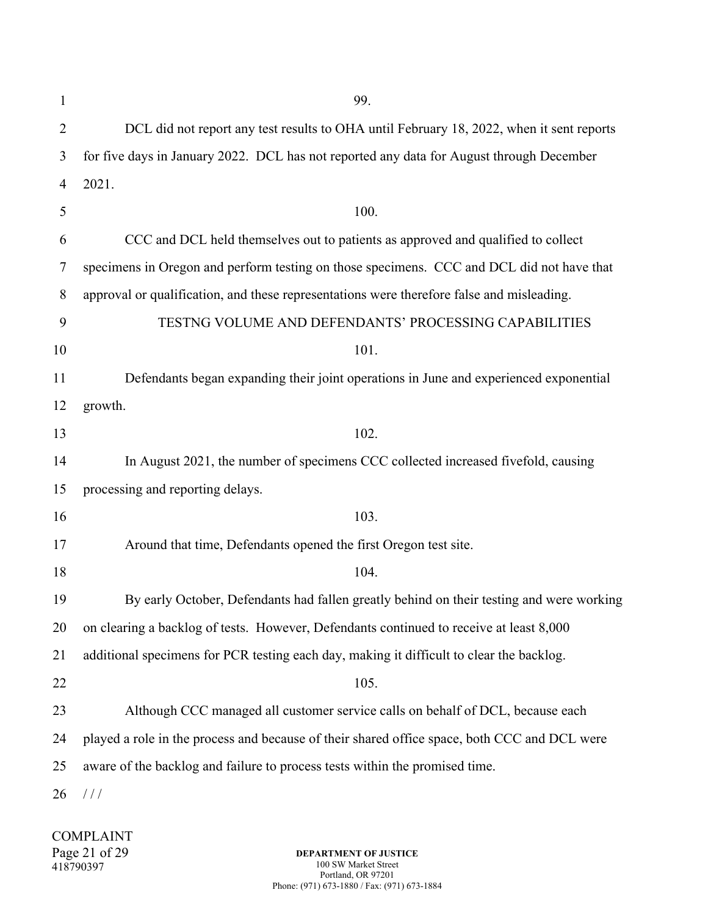99.

DCL did not report any test results to OHA until February 18, 2022, when it sent reports for five days in January 2022. DCL has not reported any data for August through December 2021.

100.

CCC and DCL held themselves out to patients as approved and qualified to collect specimens in Oregon and perform testing on those specimens. CCC and DCL did not have that approval or qualification, and these representations were therefore false and misleading.

## TESTNG VOLUME AND DEFENDANTS' PROCESSING CAPABILITIES

101.

Defendants began expanding their joint operations in June and experienced exponential growth.

102.

In August 2021, the number of specimens CCC collected increased fivefold, causing processing and reporting delays.

103.

Around that time, Defendants opened the first Oregon test site.

104.

By early October, Defendants had fallen greatly behind on their testing and were working on clearing a backlog of tests. However, Defendants continued to receive at least 8,000 additional specimens for PCR testing each day, making it difficult to clear the backlog.

105.

Although CCC managed all customer service calls on behalf of DCL, because each played a role in the process and because of their shared office space, both CCC and DCL were aware of the backlog and failure to process tests within the promised time.

/ / /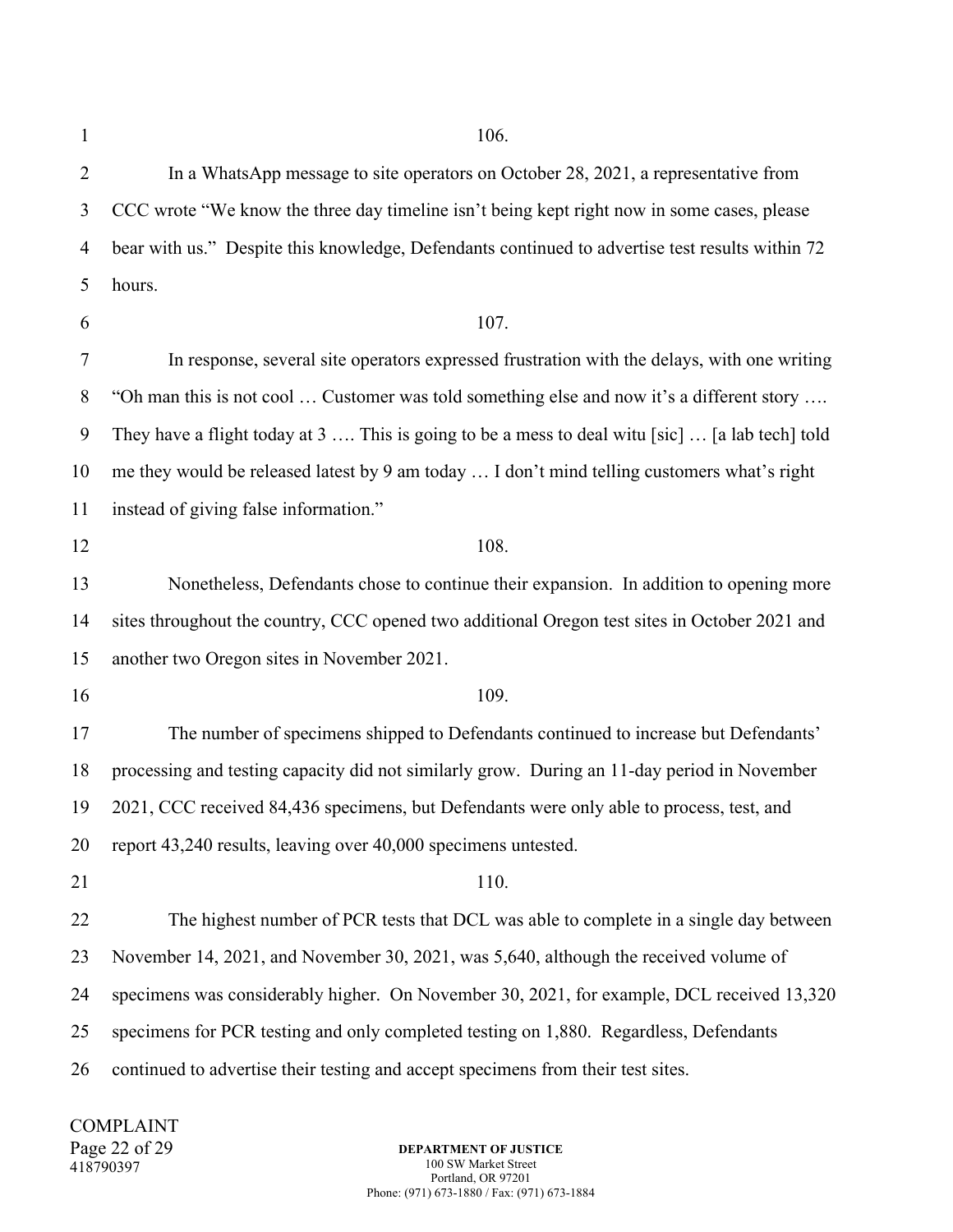106.

In a WhatsApp message to site operators on October 28, 2021, a representative from CCC wrote "We know the three day timeline isn't being kept right now in some cases, please bear with us." Despite this knowledge, Defendants continued to advertise test results within 72 hours.

107.

In response, several site operators expressed frustration with the delays, with one writing "Oh man this is not cool … Customer was told something else and now it's a different story …. They have a flight today at 3 …. This is going to be a mess to deal witu [sic] … [a lab tech] told me they would be released latest by 9 am today … I don't mind telling customers what's right instead of giving false information."

108.

Nonetheless, Defendants chose to continue their expansion. In addition to opening more sites throughout the country, CCC opened two additional Oregon test sites in October 2021 and another two Oregon sites in November 2021.

109.

The number of specimens shipped to Defendants continued to increase but Defendants' processing and testing capacity did not similarly grow. During an 11-day period in November 2021, CCC received 84,436 specimens, but Defendants were only able to process, test, and report 43,240 results, leaving over 40,000 specimens untested.

110.

The highest number of PCR tests that DCL was able to complete in a single day between November 14, 2021, and November 30, 2021, was 5,640, although the received volume of specimens was considerably higher. On November 30, 2021, for example, DCL received 13,320 specimens for PCR testing and only completed testing on 1,880. Regardless, Defendants continued to advertise their testing and accept specimens from their test sites.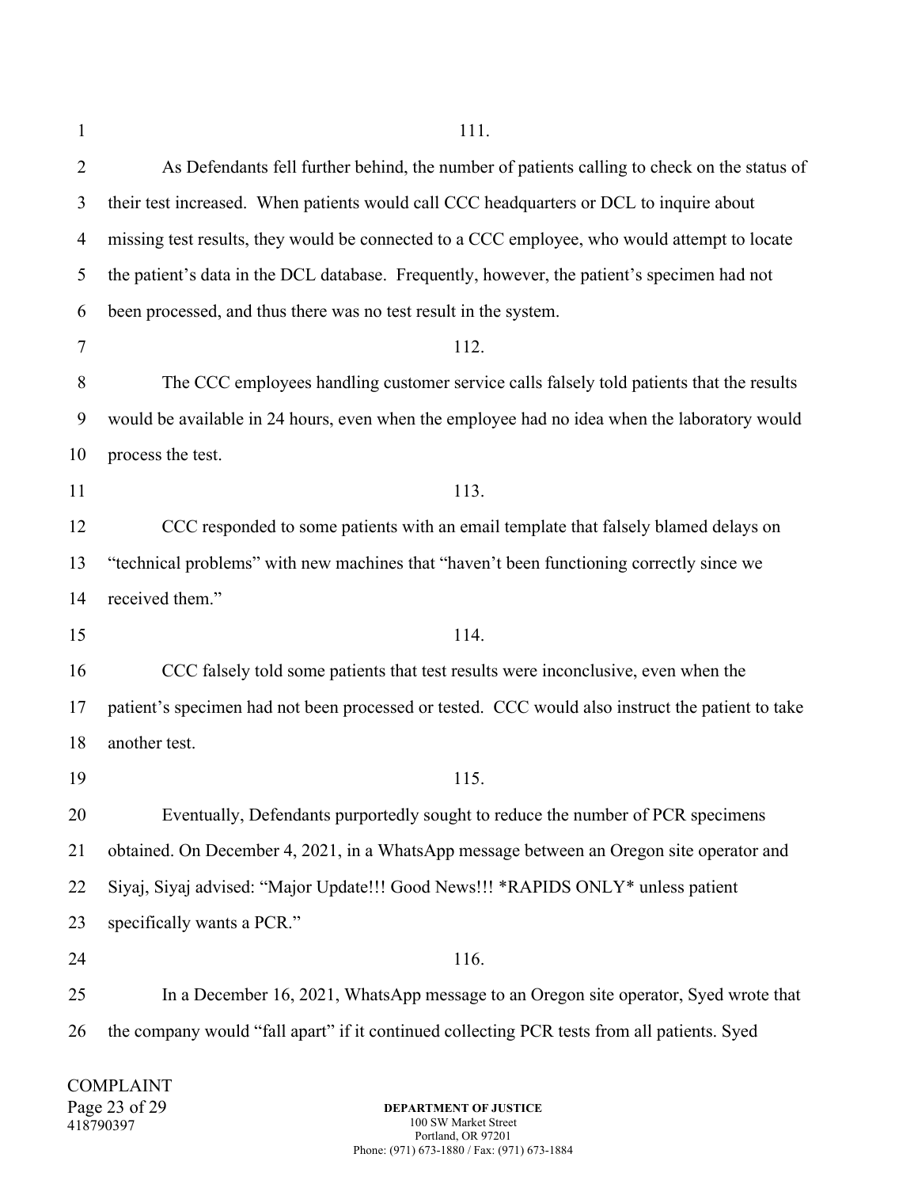111.

As Defendants fell further behind, the number of patients calling to check on the status of their test increased. When patients would call CCC headquarters or DCL to inquire about missing test results, they would be connected to a CCC employee, who would attempt to locate the patient's data in the DCL database. Frequently, however, the patient's specimen had not been processed, and thus there was no test result in the system.

112.

The CCC employees handling customer service calls falsely told patients that the results would be available in 24 hours, even when the employee had no idea when the laboratory would process the test.

113.

CCC responded to some patients with an email template that falsely blamed delays on "technical problems" with new machines that "haven't been functioning correctly since we received them."

114.

CCC falsely told some patients that test results were inconclusive, even when the patient's specimen had not been processed or tested. CCC would also instruct the patient to take another test.

115.

Eventually, Defendants purportedly sought to reduce the number of PCR specimens obtained. On December 4, 2021, in a WhatsApp message between an Oregon site operator and Siyaj, Siyaj advised: "Major Update!!! Good News!!! *RAPIDS ONLY* unless patient specifically wants a PCR."

116.

In a December 16, 2021, WhatsApp message to an Oregon site operator, Syed wrote that the company would "fall apart" if it continued collecting PCR tests from all patients. Syed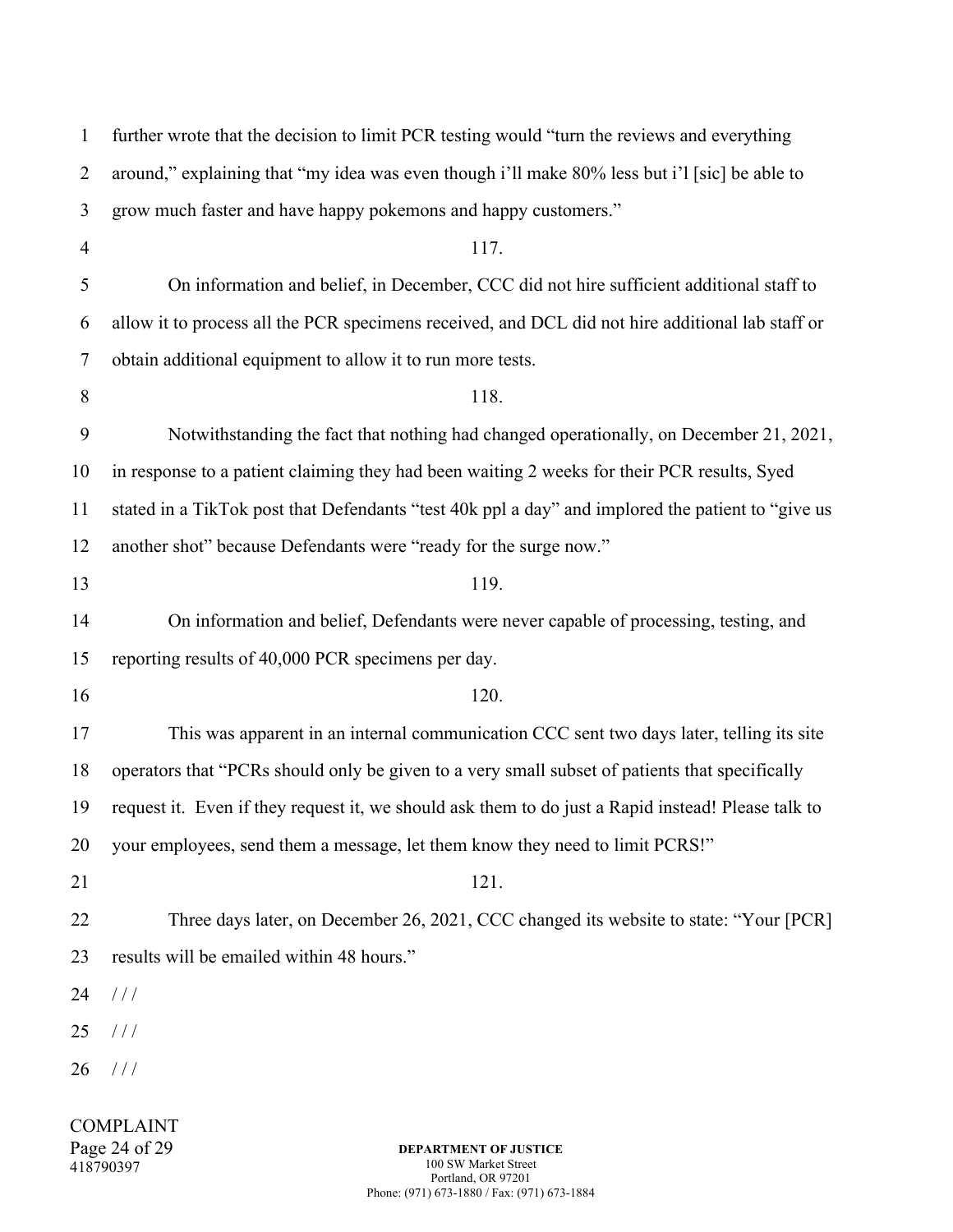further wrote that the decision to limit PCR testing would "turn the reviews and everything around," explaining that "my idea was even though i'll make 80% less but i'l [sic] be able to grow much faster and have happy pokemons and happy customers."

117.

On information and belief, in December, CCC did not hire sufficient additional staff to allow it to process all the PCR specimens received, and DCL did not hire additional lab staff or obtain additional equipment to allow it to run more tests.

118.

Notwithstanding the fact that nothing had changed operationally, on December 21, 2021, in response to a patient claiming they had been waiting 2 weeks for their PCR results, Syed stated in a TikTok post that Defendants "test 40k ppl a day" and implored the patient to "give us another shot" because Defendants were "ready for the surge now."

119.

On information and belief, Defendants were never capable of processing, testing, and reporting results of 40,000 PCR specimens per day.

120.

This was apparent in an internal communication CCC sent two days later, telling its site operators that "PCRs should only be given to a very small subset of patients that specifically request it. Even if they request it, we should ask them to do just a Rapid instead! Please talk to your employees, send them a message, let them know they need to limit PCRS!"

121.

Three days later, on December 26, 2021, CCC changed its website to state: "Your [PCR] results will be emailed within 48 hours."

/ / /

/ / /

/ / /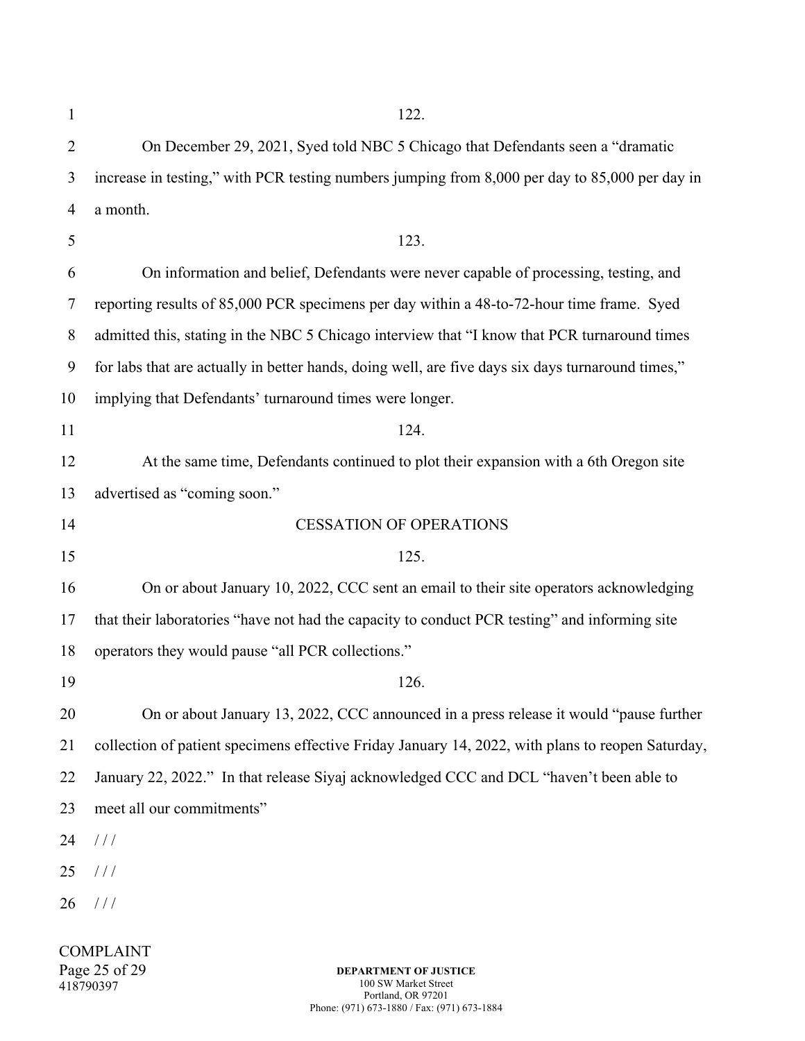122.

On December 29, 2021, Syed told NBC 5 Chicago that Defendants seen a "dramatic increase in testing," with PCR testing numbers jumping from 8,000 per day to 85,000 per day in a month.

123.

On information and belief, Defendants were never capable of processing, testing, and reporting results of 85,000 PCR specimens per day within a 48-to-72-hour time frame. Syed admitted this, stating in the NBC 5 Chicago interview that "I know that PCR turnaround times for labs that are actually in better hands, doing well, are five days six days turnaround times," implying that Defendants' turnaround times were longer.

124.

At the same time, Defendants continued to plot their expansion with a 6th Oregon site advertised as "coming soon."

## CESSATION OF OPERATIONS

125.

On or about January 10, 2022, CCC sent an email to their site operators acknowledging that their laboratories "have not had the capacity to conduct PCR testing" and informing site operators they would pause "all PCR collections."

126.

On or about January 13, 2022, CCC announced in a press release it would "pause further collection of patient specimens effective Friday January 14, 2022, with plans to reopen Saturday, January 22, 2022." In that release Siyaj acknowledged CCC and DCL "haven't been able to meet all our commitments"

/ / /

/ / /

/ / /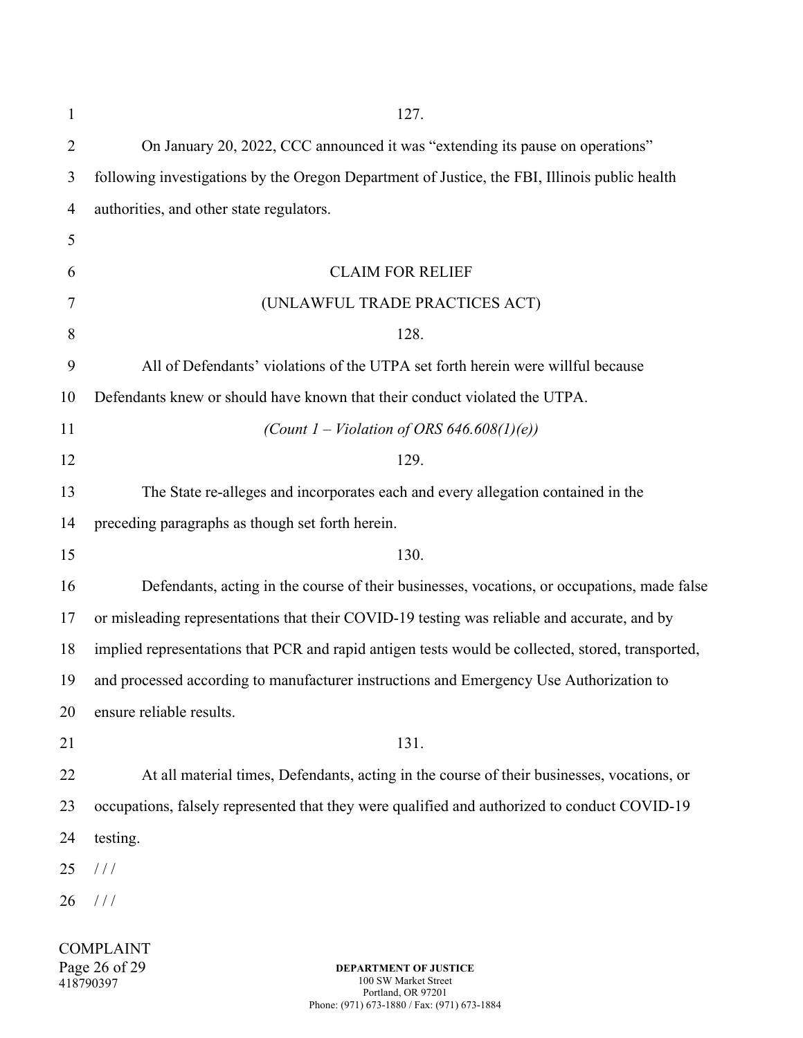127.

On January 20, 2022, CCC announced it was "extending its pause on operations" following investigations by the Oregon Department of Justice, the FBI, Illinois public health authorities, and other state regulators.

## CLAIM FOR RELIEF

## (UNLAWFUL TRADE PRACTICES ACT)

128.

All of Defendants' violations of the UTPA set forth herein were willful because Defendants knew or should have known that their conduct violated the UTPA.

*(Count 1 – Violation of ORS 646.608(1)(e))*

129.

The State re-alleges and incorporates each and every allegation contained in the preceding paragraphs as though set forth herein.

130.

Defendants, acting in the course of their businesses, vocations, or occupations, made false or misleading representations that their COVID-19 testing was reliable and accurate, and by implied representations that PCR and rapid antigen tests would be collected, stored, transported, and processed according to manufacturer instructions and Emergency Use Authorization to ensure reliable results.

131.

At all material times, Defendants, acting in the course of their businesses, vocations, or occupations, falsely represented that they were qualified and authorized to conduct COVID-19 testing.

/ / /

/ / /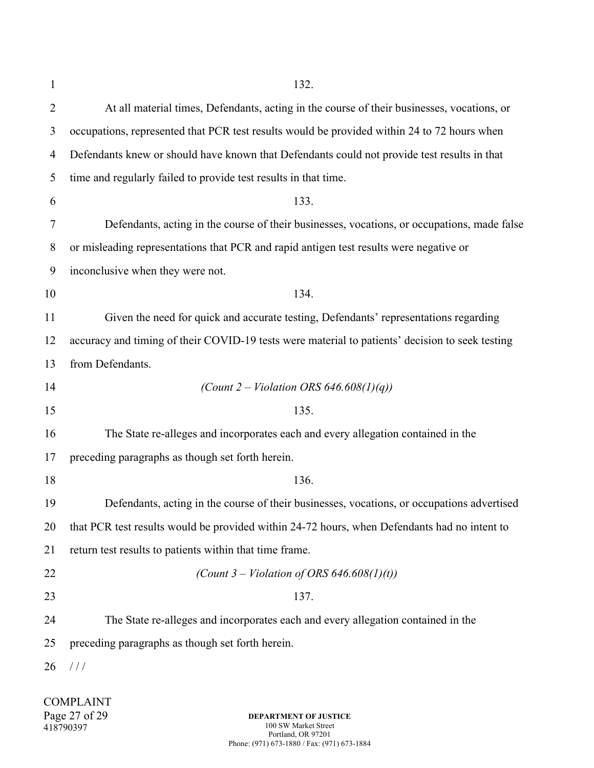132.

At all material times, Defendants, acting in the course of their businesses, vocations, or occupations, represented that PCR test results would be provided within 24 to 72 hours when Defendants knew or should have known that Defendants could not provide test results in that time and regularly failed to provide test results in that time.

133.

Defendants, acting in the course of their businesses, vocations, or occupations, made false or misleading representations that PCR and rapid antigen test results were negative or inconclusive when they were not.

134.

Given the need for quick and accurate testing, Defendants' representations regarding accuracy and timing of their COVID-19 tests were material to patients' decision to seek testing from Defendants.

*(Count 2 – Violation ORS 646.608(1)(q))*

135.

The State re-alleges and incorporates each and every allegation contained in the preceding paragraphs as though set forth herein.

136.

Defendants, acting in the course of their businesses, vocations, or occupations advertised that PCR test results would be provided within 24-72 hours, when Defendants had no intent to return test results to patients within that time frame.

*(Count 3 – Violation of ORS 646.608(1)(t))*

137.

The State re-alleges and incorporates each and every allegation contained in the preceding paragraphs as though set forth herein.

/ / /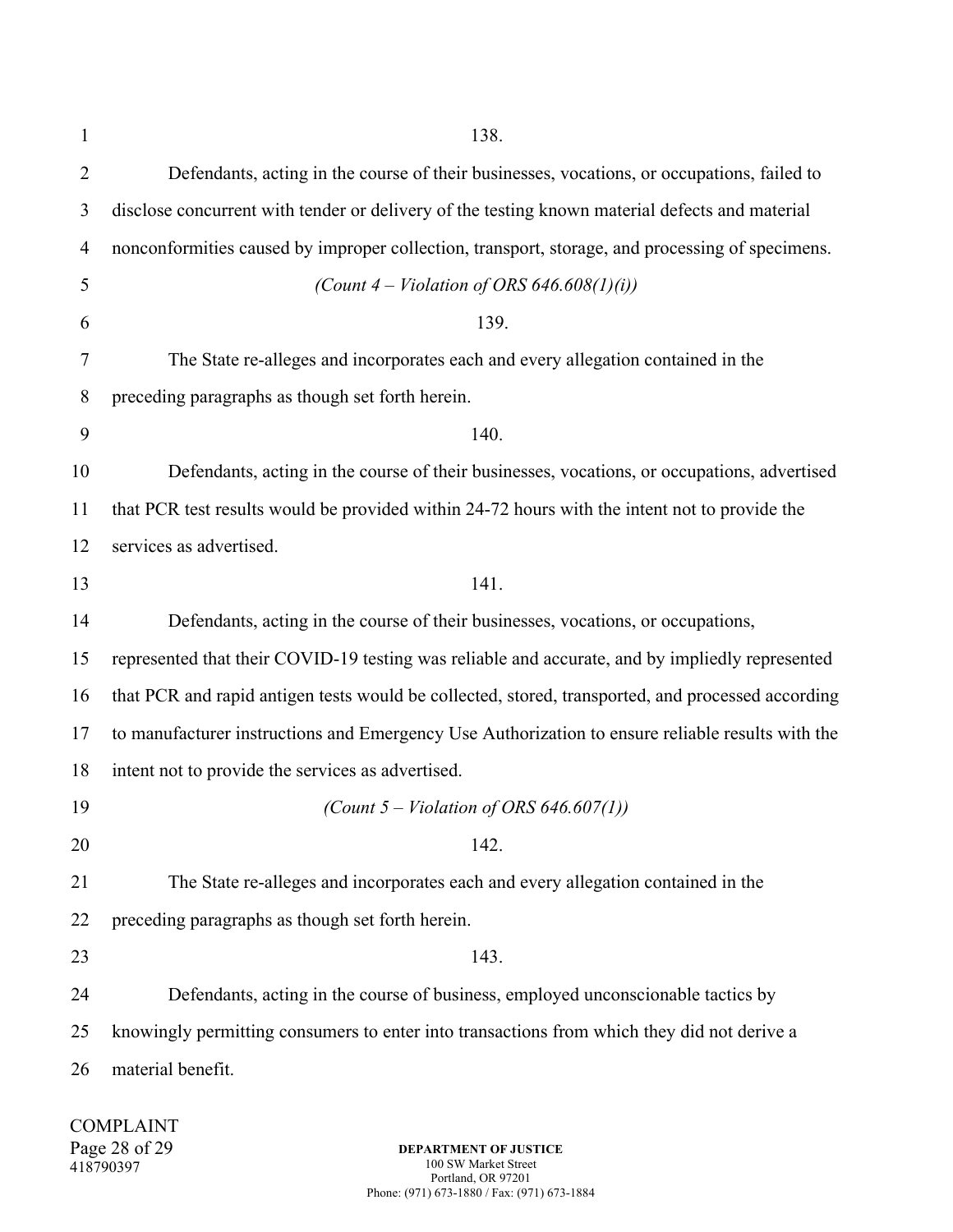138.

Defendants, acting in the course of their businesses, vocations, or occupations, failed to disclose concurrent with tender or delivery of the testing known material defects and material nonconformities caused by improper collection, transport, storage, and processing of specimens.

*(Count 4 – Violation of ORS 646.608(1)(i))*

139.

The State re-alleges and incorporates each and every allegation contained in the preceding paragraphs as though set forth herein.

140.

Defendants, acting in the course of their businesses, vocations, or occupations, advertised that PCR test results would be provided within 24-72 hours with the intent not to provide the services as advertised.

141.

Defendants, acting in the course of their businesses, vocations, or occupations, represented that their COVID-19 testing was reliable and accurate, and by impliedly represented that PCR and rapid antigen tests would be collected, stored, transported, and processed according to manufacturer instructions and Emergency Use Authorization to ensure reliable results with the intent not to provide the services as advertised.

*(Count 5 – Violation of ORS 646.607(1))*

142.

The State re-alleges and incorporates each and every allegation contained in the preceding paragraphs as though set forth herein.

143.

Defendants, acting in the course of business, employed unconscionable tactics by knowingly permitting consumers to enter into transactions from which they did not derive a material benefit.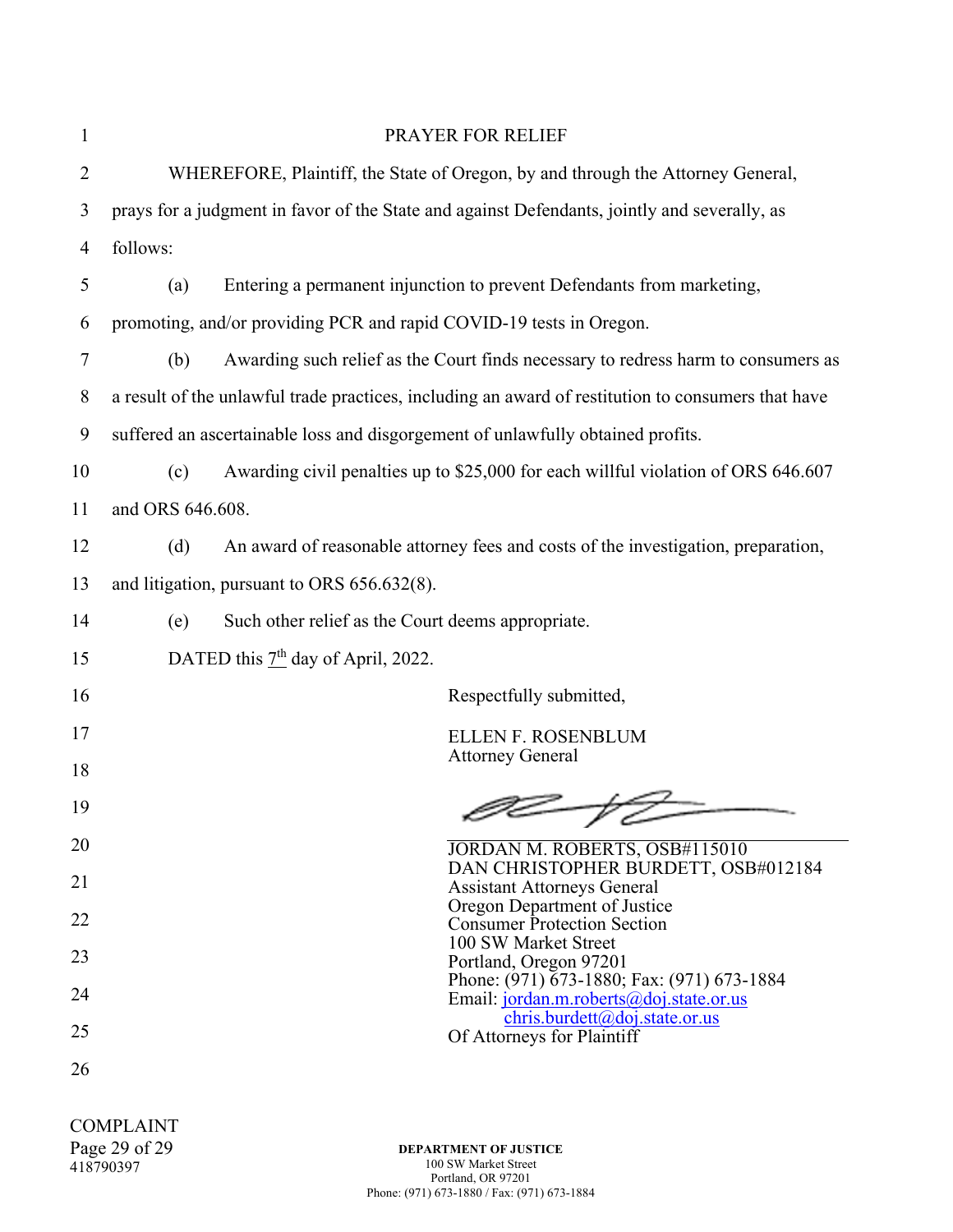## PRAYER FOR RELIEF

WHEREFORE, Plaintiff, the State of Oregon, by and through the Attorney General, prays for a judgment in favor of the State and against Defendants, jointly and severally, as follows:

(a) Entering a permanent injunction to prevent Defendants from marketing, promoting, and/or providing PCR and rapid COVID-19 tests in Oregon.

(b) Awarding such relief as the Court finds necessary to redress harm to consumers as a result of the unlawful trade practices, including an award of restitution to consumers that have suffered an ascertainable loss and disgorgement of unlawfully obtained profits.

(c) Awarding civil penalties up to $25,000 for each willful violation of ORS 646.607 and ORS 646.608.

(d) An award of reasonable attorney fees and costs of the investigation, preparation, and litigation, pursuant to ORS 656.632(8).

(e) Such other relief as the Court deems appropriate.

DATED this 7th day of April, 2022.

Respectfully submitted,

ELLEN F. ROSENBLUM
Attorney General

JORDAN M. ROBERTS, OSB#115010
DAN CHRISTOPHER BURDETT, OSB#012184
Assistant Attorneys General
Oregon Department of Justice
Consumer Protection Section
100 SW Market Street
Portland, Oregon 97201
Phone: (971) 673-1880; Fax: (971) 673-1884
Email: jordan.m.roberts@doj.state.or.us
chris.burdett@doj.state.or.us
Of Attorneys for Plaintiff

COMPLAINT
418790397

DEPARTMENT OF JUSTICE
100 SW Market Street
Portland, OR 97201
Phone: (971) 673-1880 / Fax: (971) 673-1884